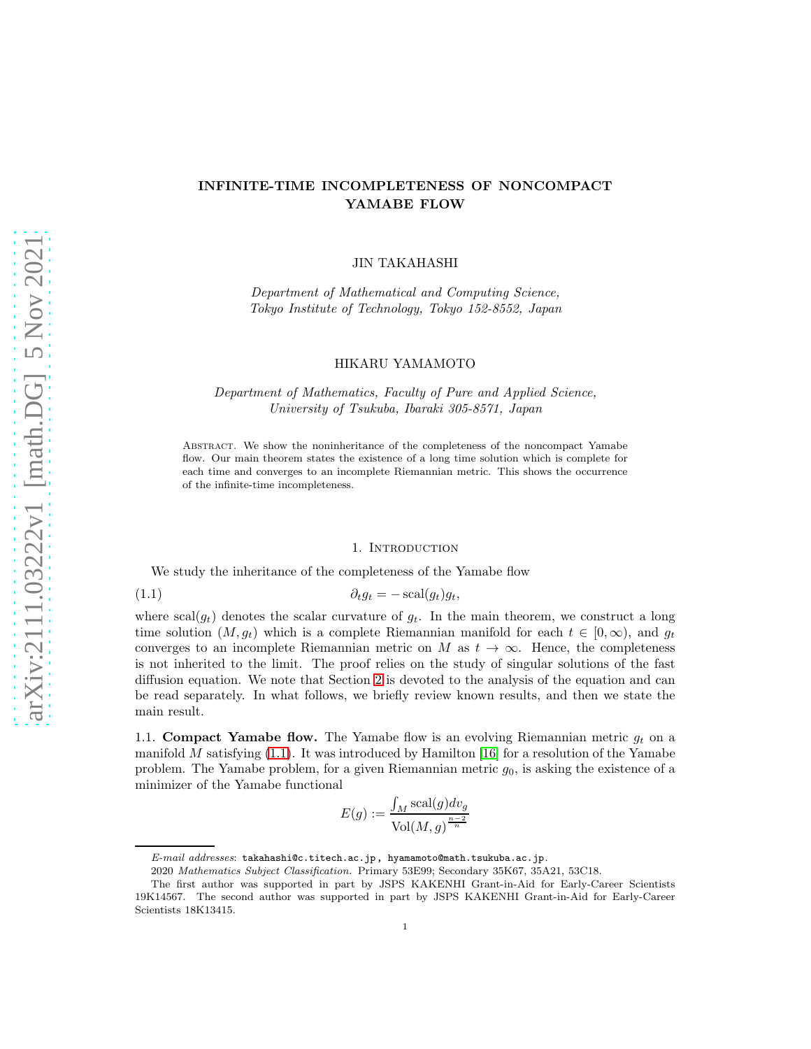# INFINITE-TIME INCOMPLETENESS OF NONCOMPACT YAMABE FLOW

JIN TAKAHASHI

*Department of Mathematical and Computing Science, Tokyo Institute of Technology, Tokyo 152-8552, Japan*

HIKARU YAMAMOTO

*Department of Mathematics, Faculty of Pure and Applied Science, University of Tsukuba, Ibaraki 305-8571, Japan*

Abstract. We show the noninheritance of the completeness of the noncompact Yamabe flow. Our main theorem states the existence of a long time solution which is complete for each time and converges to an incomplete Riemannian metric. This shows the occurrence of the infinite-time incompleteness.

## 1. Introduction

We study the inheritance of the completeness of the Yamabe flow

$$\partial_t g_t = -\operatorname{scal}(g_t) g_t, \tag{1.1}$$

where $\operatorname{scal}(g_t)$ denotes the scalar curvature of $g_t$. In the main theorem, we construct a long time solution $(M, g_t)$ which is a complete Riemannian manifold for each $t \in [0, \infty)$, and $g_t$ converges to an incomplete Riemannian metric on $M$ as $t \to \infty$. Hence, the completeness is not inherited to the limit. The proof relies on the study of singular solutions of the fast diffusion equation. We note that Section 2 is devoted to the analysis of the equation and can be read separately. In what follows, we briefly review known results, and then we state the main result.

1.1. **Compact Yamabe flow.** The Yamabe flow is an evolving Riemannian metric $g_t$ on a manifold $M$ satisfying (1.1). It was introduced by Hamilton [16] for a resolution of the Yamabe problem. The Yamabe problem, for a given Riemannian metric $g_0$, is asking the existence of a minimizer of the Yamabe functional

$$E(g) := \frac{\int_M \operatorname{scal}(g) dv_g}{\operatorname{Vol}(M, g)^{\frac{n-2}{n}}}$$

*E-mail addresses*: takahashi@c.titech.ac.jp, hyamamoto@math.tsukuba.ac.jp.

2020 *Mathematics Subject Classification.* Primary 53E99; Secondary 35K67, 35A21, 53C18.

The first author was supported in part by JSPS KAKENHI Grant-in-Aid for Early-Career Scientists 19K14567. The second author was supported in part by JSPS KAKENHI Grant-in-Aid for Early-Career Scientists 18K13415.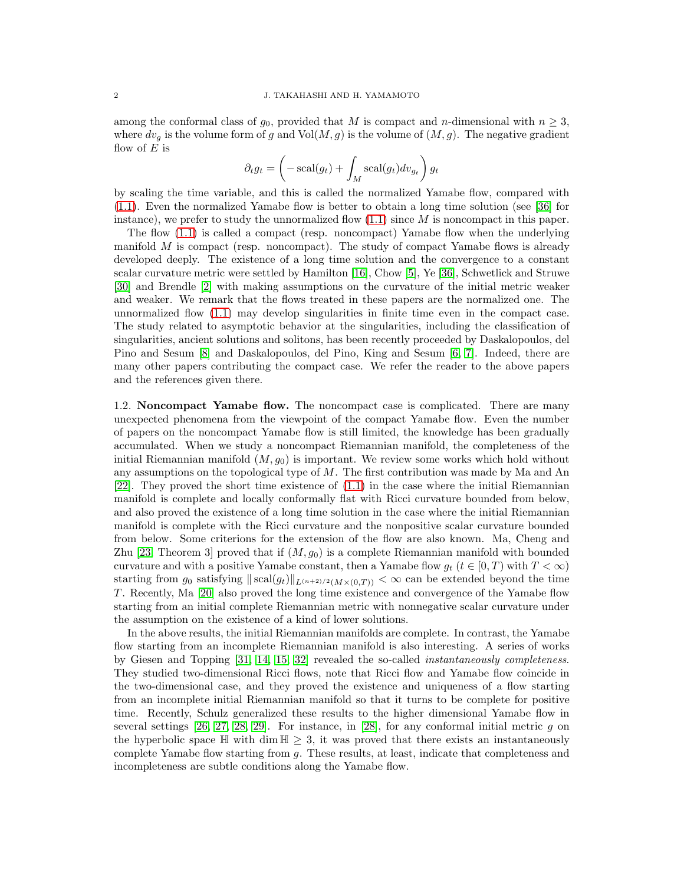among the conformal class of $g_0$, provided that $M$ is compact and $n$-dimensional with $n \geq 3$, where $dv_g$ is the volume form of $g$ and $\mathrm{Vol}(M, g)$ is the volume of $(M, g)$. The negative gradient flow of $E$ is

$$\partial_t g_t = \left( -\operatorname{scal}(g_t) + \int_M \operatorname{scal}(g_t) dv_{g_t} \right) g_t$$

by scaling the time variable, and this is called the normalized Yamabe flow, compared with (1.1). Even the normalized Yamabe flow is better to obtain a long time solution (see [36] for instance), we prefer to study the unnormalized flow (1.1) since $M$ is noncompact in this paper.

The flow (1.1) is called a compact (resp. noncompact) Yamabe flow when the underlying manifold $M$ is compact (resp. noncompact). The study of compact Yamabe flows is already developed deeply. The existence of a long time solution and the convergence to a constant scalar curvature metric were settled by Hamilton [16], Chow [5], Ye [36], Schwetlick and Struwe [30] and Brendle [2] with making assumptions on the curvature of the initial metric weaker and weaker. We remark that the flows treated in these papers are the normalized one. The unnormalized flow (1.1) may develop singularities in finite time even in the compact case. The study related to asymptotic behavior at the singularities, including the classification of singularities, ancient solutions and solitons, has been recently proceeded by Daskalopoulos, del Pino and Sesum [8] and Daskalopoulos, del Pino, King and Sesum [6, 7]. Indeed, there are many other papers contributing the compact case. We refer the reader to the above papers and the references given there.

1.2. **Noncompact Yamabe flow.** The noncompact case is complicated. There are many unexpected phenomena from the viewpoint of the compact Yamabe flow. Even the number of papers on the noncompact Yamabe flow is still limited, the knowledge has been gradually accumulated. When we study a noncompact Riemannian manifold, the completeness of the initial Riemannian manifold $(M, g_0)$ is important. We review some works which hold without any assumptions on the topological type of $M$. The first contribution was made by Ma and An [22]. They proved the short time existence of (1.1) in the case where the initial Riemannian manifold is complete and locally conformally flat with Ricci curvature bounded from below, and also proved the existence of a long time solution in the case where the initial Riemannian manifold is complete with the Ricci curvature and the nonpositive scalar curvature bounded from below. Some criterions for the extension of the flow are also known. Ma, Cheng and Zhu [23, Theorem 3] proved that if $(M, g_0)$ is a complete Riemannian manifold with bounded curvature and with a positive Yamabe constant, then a Yamabe flow $g_t$ ($t \in [0, T)$ with $T < \infty$) starting from $g_0$ satisfying $\| \operatorname{scal}(g_t) \|_{L^{(n+2)/2}(M \times (0,T))} < \infty$ can be extended beyond the time $T$. Recently, Ma [20] also proved the long time existence and convergence of the Yamabe flow starting from an initial complete Riemannian metric with nonnegative scalar curvature under the assumption on the existence of a kind of lower solutions.

In the above results, the initial Riemannian manifolds are complete. In contrast, the Yamabe flow starting from an incomplete Riemannian manifold is also interesting. A series of works by Giesen and Topping [31, 14, 15, 32] revealed the so-called *instantaneously completeness*. They studied two-dimensional Ricci flows, note that Ricci flow and Yamabe flow coincide in the two-dimensional case, and they proved the existence and uniqueness of a flow starting from an incomplete initial Riemannian manifold so that it turns to be complete for positive time. Recently, Schulz generalized these results to the higher dimensional Yamabe flow in several settings [26, 27, 28, 29]. For instance, in [28], for any conformal initial metric $g$ on the hyperbolic space $\mathbb{H}$ with $\dim \mathbb{H} \geq 3$, it was proved that there exists an instantaneously complete Yamabe flow starting from $g$. These results, at least, indicate that completeness and incompleteness are subtle conditions along the Yamabe flow.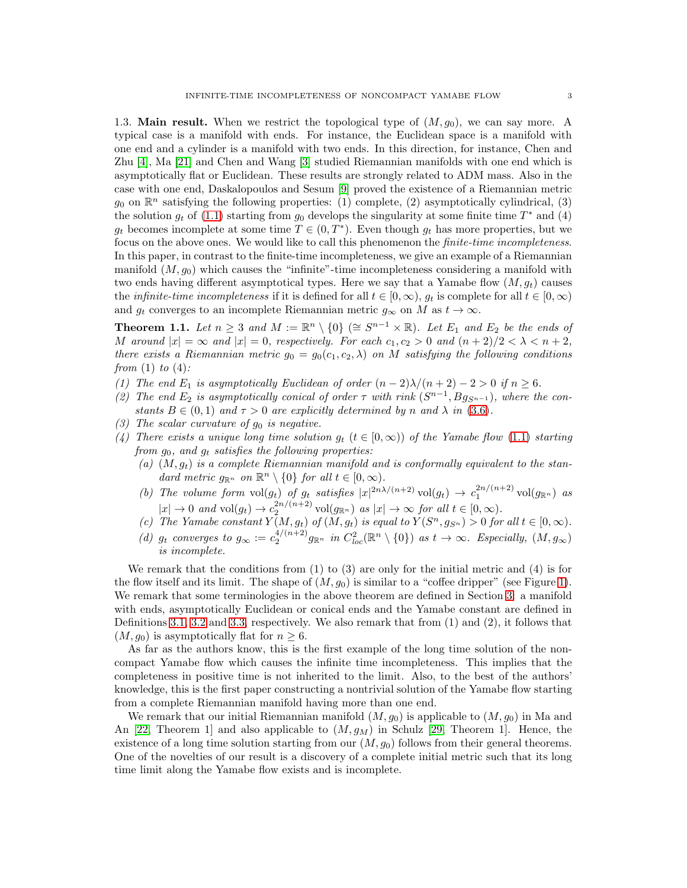1.3. **Main result.** When we restrict the topological type of $(M, g_0)$, we can say more. A typical case is a manifold with ends. For instance, the Euclidean space is a manifold with one end and a cylinder is a manifold with two ends. In this direction, for instance, Chen and Zhu [4], Ma [21] and Chen and Wang [3] studied Riemannian manifolds with one end which is asymptotically flat or Euclidean. These results are strongly related to ADM mass. Also in the case with one end, Daskalopoulos and Sesum [9] proved the existence of a Riemannian metric $g_0$ on $\mathbb{R}^n$ satisfying the following properties: (1) complete, (2) asymptotically cylindrical, (3) the solution $g_t$ of (1.1) starting from $g_0$ develops the singularity at some finite time $T^*$ and (4) $g_t$ becomes incomplete at some time $T \in (0, T^*)$. Even though $g_t$ has more properties, but we focus on the above ones. We would like to call this phenomenon the *finite-time incompleteness*. In this paper, in contrast to the finite-time incompleteness, we give an example of a Riemannian manifold $(M, g_0)$ which causes the "infinite"-time incompleteness considering a manifold with two ends having different asymptotical types. Here we say that a Yamabe flow $(M, g_t)$ causes the *infinite-time incompleteness* if it is defined for all $t \in [0, \infty)$, $g_t$ is complete for all $t \in [0, \infty)$ and $g_t$ converges to an incomplete Riemannian metric $g_\infty$ on $M$ as $t \to \infty$.

**Theorem 1.1.** *Let $n \geq 3$ and $M := \mathbb{R}^n \setminus \{0\}$ $(\cong S^{n-1} \times \mathbb{R})$. Let $E_1$ and $E_2$ be the ends of $M$ around $|x| = \infty$ and $|x| = 0$, respectively. For each $c_1, c_2 > 0$ and $(n+2)/2 < \lambda < n+2$, there exists a Riemannian metric $g_0 = g_0(c_1, c_2, \lambda)$ on $M$ satisfying the following conditions from (1) to (4):*

*(1) The end $E_1$ is asymptotically Euclidean of order $(n-2)\lambda/(n+2) - 2 > 0$ if $n \geq 6$.*

*(2) The end $E_2$ is asymptotically conical of order $\tau$ with rink $(S^{n-1}, Bg_{S^{n-1}})$, where the constants $B \in (0,1)$ and $\tau > 0$ are explicitly determined by $n$ and $\lambda$ in (3.6).*

*(3) The scalar curvature of $g_0$ is negative.*

*(4) There exists a unique long time solution $g_t$ $(t \in [0, \infty))$ of the Yamabe flow (1.1) starting from $g_0$, and $g_t$ satisfies the following properties:*

*(a) $(M, g_t)$ is a complete Riemannian manifold and is conformally equivalent to the standard metric $g_{\mathbb{R}^n}$ on $\mathbb{R}^n \setminus \{0\}$ for all $t \in [0, \infty)$.*

*(b) The volume form $\mathrm{vol}(g_t)$ of $g_t$ satisfies $|x|^{2n\lambda/(n+2)} \mathrm{vol}(g_t) \to c_1^{2n/(n+2)} \mathrm{vol}(g_{\mathbb{R}^n})$ as $|x| \to 0$ and $\mathrm{vol}(g_t) \to c_2^{2n/(n+2)} \mathrm{vol}(g_{\mathbb{R}^n})$ as $|x| \to \infty$ for all $t \in [0, \infty)$.*

*(c) The Yamabe constant $Y(M, g_t)$ of $(M, g_t)$ is equal to $Y(S^n, g_{S^n}) > 0$ for all $t \in [0, \infty)$.*

*(d) $g_t$ converges to $g_\infty := c_2^{4/(n+2)} g_{\mathbb{R}^n}$ in $C^2_{loc}(\mathbb{R}^n \setminus \{0\})$ as $t \to \infty$. Especially, $(M, g_\infty)$ is incomplete.*

We remark that the conditions from (1) to (3) are only for the initial metric and (4) is for the flow itself and its limit. The shape of $(M, g_0)$ is similar to a "coffee dripper" (see Figure 1). We remark that some terminologies in the above theorem are defined in Section 3: a manifold with ends, asymptotically Euclidean or conical ends and the Yamabe constant are defined in Definitions 3.1, 3.2 and 3.3, respectively. We also remark that from (1) and (2), it follows that $(M, g_0)$ is asymptotically flat for $n \geq 6$.

As far as the authors know, this is the first example of the long time solution of the noncompact Yamabe flow which causes the infinite time incompleteness. This implies that the completeness in positive time is not inherited to the limit. Also, to the best of the authors' knowledge, this is the first paper constructing a nontrivial solution of the Yamabe flow starting from a complete Riemannian manifold having more than one end.

We remark that our initial Riemannian manifold $(M, g_0)$ is applicable to $(M, g_0)$ in Ma and An [22, Theorem 1] and also applicable to $(M, g_M)$ in Schulz [29, Theorem 1]. Hence, the existence of a long time solution starting from our $(M, g_0)$ follows from their general theorems. One of the novelties of our result is a discovery of a complete initial metric such that its long time limit along the Yamabe flow exists and is incomplete.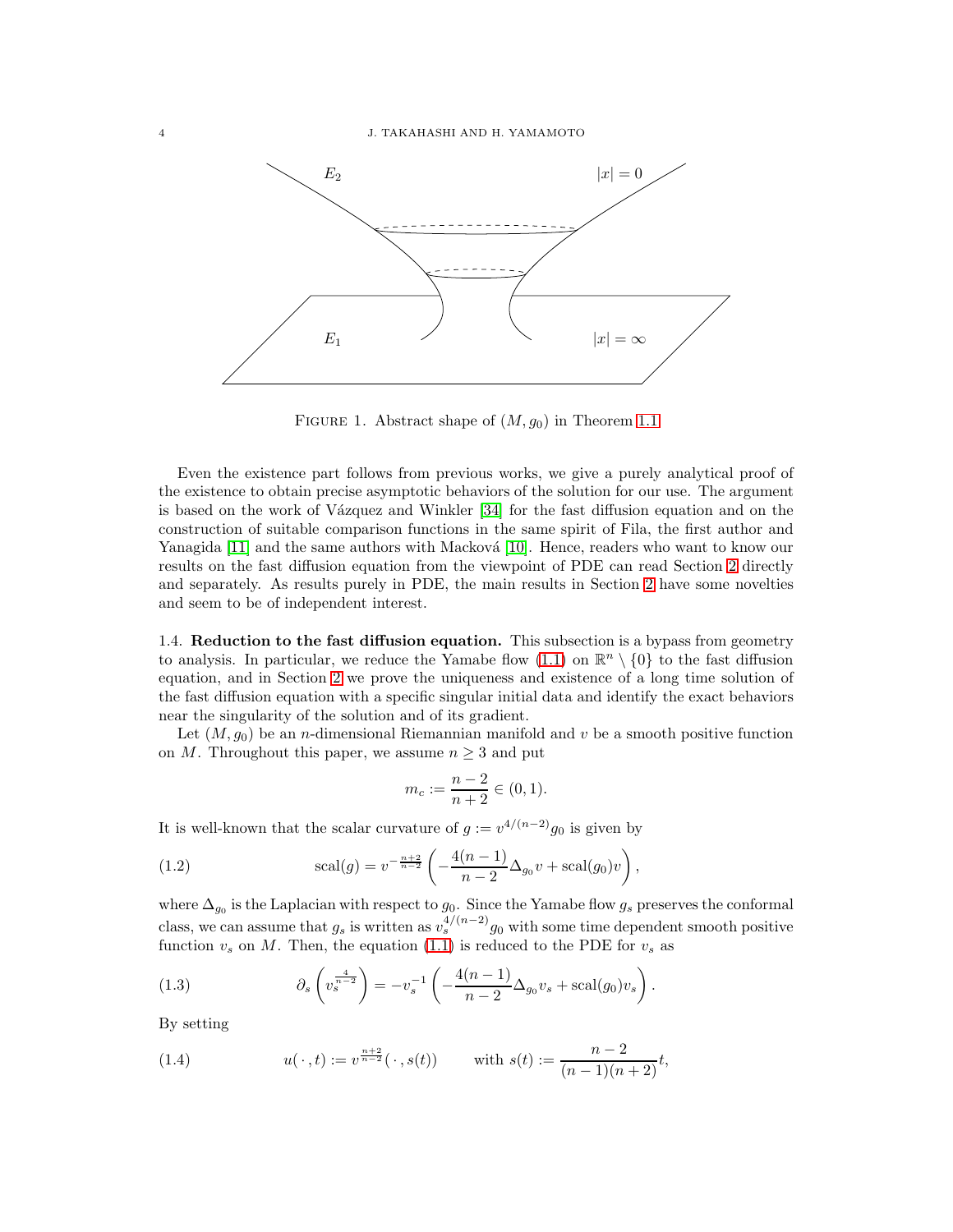FIGURE 1. Abstract shape of $(M, g_0)$ in Theorem 1.1

Even the existence part follows from previous works, we give a purely analytical proof of the existence to obtain precise asymptotic behaviors of the solution for our use. The argument is based on the work of Vázquez and Winkler [34] for the fast diffusion equation and on the construction of suitable comparison functions in the same spirit of Fila, the first author and Yanagida [11] and the same authors with Macková [10]. Hence, readers who want to know our results on the fast diffusion equation from the viewpoint of PDE can read Section 2 directly and separately. As results purely in PDE, the main results in Section 2 have some novelties and seem to be of independent interest.

**1.4. Reduction to the fast diffusion equation.** This subsection is a bypass from geometry to analysis. In particular, we reduce the Yamabe flow (1.1) on $\mathbb{R}^n \setminus \{0\}$ to the fast diffusion equation, and in Section 2 we prove the uniqueness and existence of a long time solution of the fast diffusion equation with a specific singular initial data and identify the exact behaviors near the singularity of the solution and of its gradient.

Let $(M, g_0)$ be an $n$-dimensional Riemannian manifold and $v$ be a smooth positive function on $M$. Throughout this paper, we assume $n \geq 3$ and put

$$m_c := \frac{n-2}{n+2} \in (0, 1).$$

It is well-known that the scalar curvature of $g := v^{4/(n-2)} g_0$ is given by

$$\operatorname{scal}(g) = v^{-\frac{n+2}{n-2}} \left( -\frac{4(n-1)}{n-2} \Delta_{g_0} v + \operatorname{scal}(g_0) v \right), \tag{1.2}$$

where $\Delta_{g_0}$ is the Laplacian with respect to $g_0$. Since the Yamabe flow $g_s$ preserves the conformal class, we can assume that $g_s$ is written as $v_s^{4/(n-2)} g_0$ with some time dependent smooth positive function $v_s$ on $M$. Then, the equation (1.1) is reduced to the PDE for $v_s$ as

$$\partial_s \left( v_s^{\frac{4}{n-2}} \right) = -v_s^{-1} \left( -\frac{4(n-1)}{n-2} \Delta_{g_0} v_s + \operatorname{scal}(g_0) v_s \right). \tag{1.3}$$

By setting

$$u(\,\cdot\,, t) := v^{\frac{n+2}{n-2}}(\,\cdot\,, s(t)) \qquad \text{with } s(t) := \frac{n-2}{(n-1)(n+2)} t, \tag{1.4}$$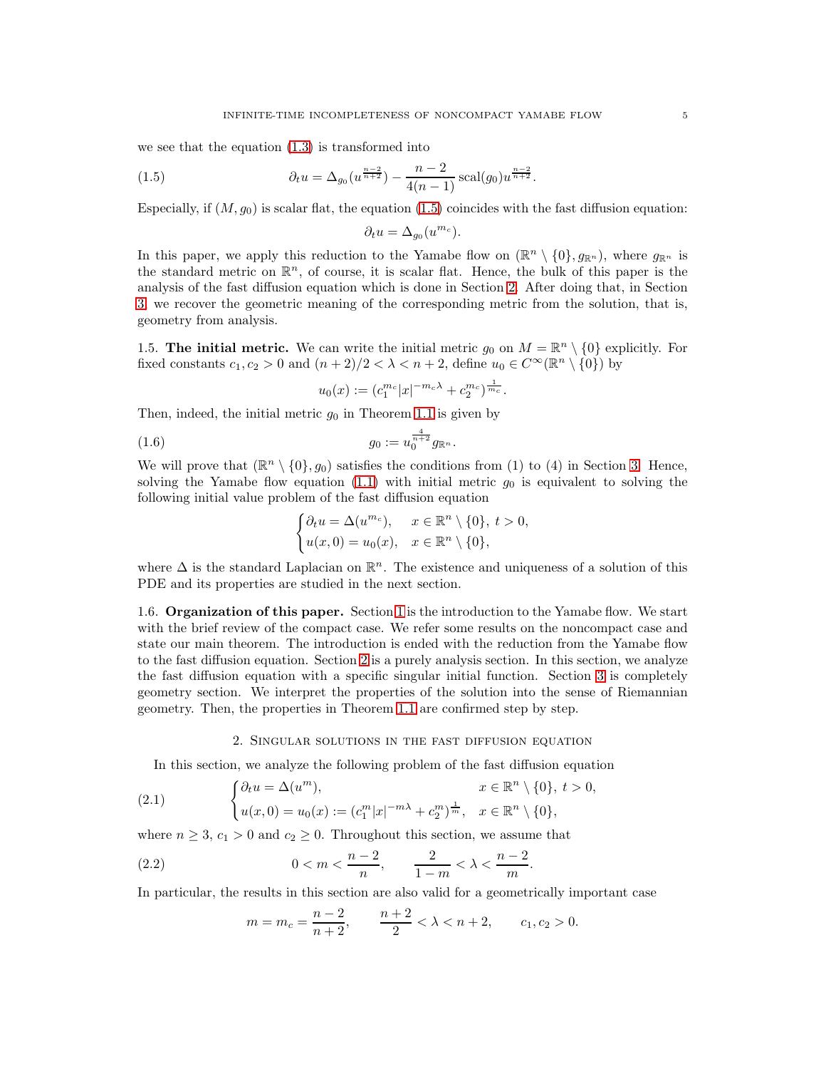we see that the equation (1.3) is transformed into

$$\partial_t u = \Delta_{g_0}(u^{\frac{n-2}{n+2}}) - \frac{n-2}{4(n-1)}\operatorname{scal}(g_0)u^{\frac{n-2}{n+2}}. \tag{1.5}$$

Especially, if $(M, g_0)$ is scalar flat, the equation (1.5) coincides with the fast diffusion equation:

$$\partial_t u = \Delta_{g_0}(u^{m_c}).$$

In this paper, we apply this reduction to the Yamabe flow on $(\mathbb{R}^n \setminus \{0\}, g_{\mathbb{R}^n})$, where $g_{\mathbb{R}^n}$ is the standard metric on $\mathbb{R}^n$, of course, it is scalar flat. Hence, the bulk of this paper is the analysis of the fast diffusion equation which is done in Section 2. After doing that, in Section 3, we recover the geometric meaning of the corresponding metric from the solution, that is, geometry from analysis.

1.5. **The initial metric.** We can write the initial metric $g_0$ on $M = \mathbb{R}^n \setminus \{0\}$ explicitly. For fixed constants $c_1, c_2 > 0$ and $(n+2)/2 < \lambda < n+2$, define $u_0 \in C^\infty(\mathbb{R}^n \setminus \{0\})$ by

$$u_0(x) := (c_1^{m_c}|x|^{-m_c\lambda} + c_2^{m_c})^{\frac{1}{m_c}}.$$

Then, indeed, the initial metric $g_0$ in Theorem 1.1 is given by

$$g_0 := u_0^{\frac{4}{n+2}} g_{\mathbb{R}^n}. \tag{1.6}$$

We will prove that $(\mathbb{R}^n \setminus \{0\}, g_0)$ satisfies the conditions from (1) to (4) in Section 3. Hence, solving the Yamabe flow equation (1.1) with initial metric $g_0$ is equivalent to solving the following initial value problem of the fast diffusion equation

$$\begin{cases} \partial_t u = \Delta(u^{m_c}), & x \in \mathbb{R}^n \setminus \{0\},\ t > 0, \\ u(x,0) = u_0(x), & x \in \mathbb{R}^n \setminus \{0\}, \end{cases}$$

where $\Delta$ is the standard Laplacian on $\mathbb{R}^n$. The existence and uniqueness of a solution of this PDE and its properties are studied in the next section.

1.6. **Organization of this paper.** Section 1 is the introduction to the Yamabe flow. We start with the brief review of the compact case. We refer some results on the noncompact case and state our main theorem. The introduction is ended with the reduction from the Yamabe flow to the fast diffusion equation. Section 2 is a purely analysis section. In this section, we analyze the fast diffusion equation with a specific singular initial function. Section 3 is completely geometry section. We interpret the properties of the solution into the sense of Riemannian geometry. Then, the properties in Theorem 1.1 are confirmed step by step.

## 2. Singular solutions in the fast diffusion equation

In this section, we analyze the following problem of the fast diffusion equation

$$\begin{cases} \partial_t u = \Delta(u^m), & x \in \mathbb{R}^n \setminus \{0\},\ t > 0, \\ u(x,0) = u_0(x) := (c_1^m|x|^{-m\lambda} + c_2^m)^{\frac{1}{m}}, & x \in \mathbb{R}^n \setminus \{0\}, \end{cases} \tag{2.1}$$

where $n \geq 3$, $c_1 > 0$ and $c_2 \geq 0$. Throughout this section, we assume that

$$0 < m < \frac{n-2}{n}, \qquad \frac{2}{1-m} < \lambda < \frac{n-2}{m}. \tag{2.2}$$

In particular, the results in this section are also valid for a geometrically important case

$$m = m_c = \frac{n-2}{n+2}, \qquad \frac{n+2}{2} < \lambda < n+2, \qquad c_1, c_2 > 0.$$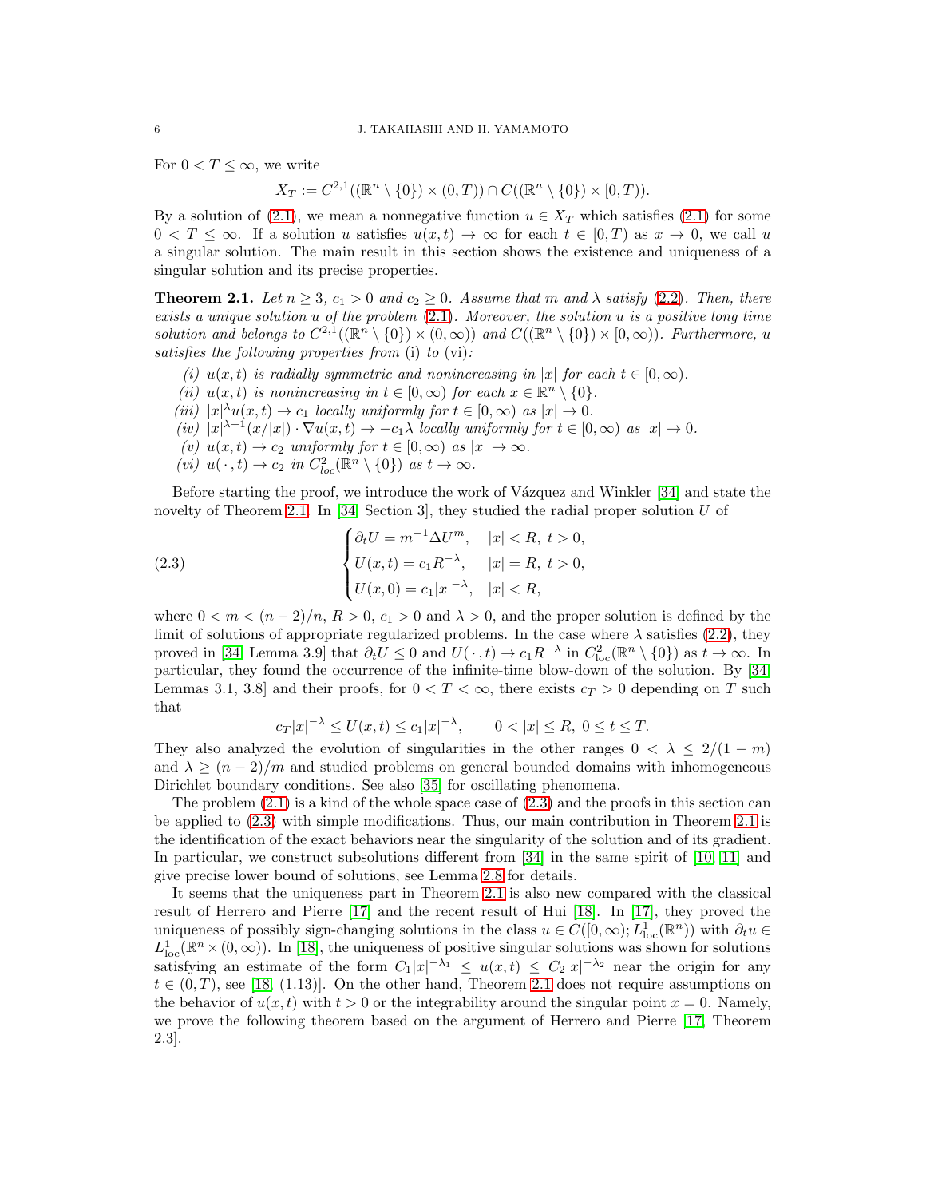For $0 < T \le \infty$, we write

$$X_T := C^{2,1}((\mathbb{R}^n \setminus \{0\}) \times (0,T)) \cap C((\mathbb{R}^n \setminus \{0\}) \times [0,T)).$$

By a solution of (2.1), we mean a nonnegative function $u \in X_T$ which satisfies (2.1) for some $0 < T \le \infty$. If a solution $u$ satisfies $u(x,t) \to \infty$ for each $t \in [0,T)$ as $x \to 0$, we call $u$ a singular solution. The main result in this section shows the existence and uniqueness of a singular solution and its precise properties.

**Theorem 2.1.** *Let $n \ge 3$, $c_1 > 0$ and $c_2 \ge 0$. Assume that $m$ and $\lambda$ satisfy (2.2). Then, there exists a unique solution $u$ of the problem (2.1). Moreover, the solution $u$ is a positive long time solution and belongs to $C^{2,1}((\mathbb{R}^n \setminus \{0\}) \times (0,\infty))$ and $C((\mathbb{R}^n \setminus \{0\}) \times [0,\infty))$. Furthermore, $u$ satisfies the following properties from* (i) *to* (vi)*:*

*(i) $u(x,t)$ is radially symmetric and nonincreasing in $|x|$ for each $t \in [0,\infty)$.*
*(ii) $u(x,t)$ is nonincreasing in $t \in [0,\infty)$ for each $x \in \mathbb{R}^n \setminus \{0\}$.*
*(iii) $|x|^\lambda u(x,t) \to c_1$ locally uniformly for $t \in [0,\infty)$ as $|x| \to 0$.*
*(iv) $|x|^{\lambda+1}(x/|x|) \cdot \nabla u(x,t) \to -c_1\lambda$ locally uniformly for $t \in [0,\infty)$ as $|x| \to 0$.*
*(v) $u(x,t) \to c_2$ uniformly for $t \in [0,\infty)$ as $|x| \to \infty$.*
*(vi) $u(\,\cdot\,,t) \to c_2$ in $C^2_{loc}(\mathbb{R}^n \setminus \{0\})$ as $t \to \infty$.*

Before starting the proof, we introduce the work of Vázquez and Winkler [34] and state the novelty of Theorem 2.1. In [34, Section 3], they studied the radial proper solution $U$ of

$$\begin{cases} \partial_t U = m^{-1}\Delta U^m, & |x| < R,\ t > 0, \\ U(x,t) = c_1 R^{-\lambda}, & |x| = R,\ t > 0, \\ U(x,0) = c_1|x|^{-\lambda}, & |x| < R, \end{cases} \tag{2.3}$$

where $0 < m < (n-2)/n$, $R > 0$, $c_1 > 0$ and $\lambda > 0$, and the proper solution is defined by the limit of solutions of appropriate regularized problems. In the case where $\lambda$ satisfies (2.2), they proved in [34, Lemma 3.9] that $\partial_t U \le 0$ and $U(\,\cdot\,,t) \to c_1 R^{-\lambda}$ in $C^2_{\mathrm{loc}}(\mathbb{R}^n \setminus \{0\})$ as $t \to \infty$. In particular, they found the occurrence of the infinite-time blow-down of the solution. By [34, Lemmas 3.1, 3.8] and their proofs, for $0 < T < \infty$, there exists $c_T > 0$ depending on $T$ such that

$$c_T|x|^{-\lambda} \le U(x,t) \le c_1|x|^{-\lambda}, \qquad 0 < |x| \le R,\ 0 \le t \le T.$$

They also analyzed the evolution of singularities in the other ranges $0 < \lambda \le 2/(1-m)$ and $\lambda \ge (n-2)/m$ and studied problems on general bounded domains with inhomogeneous Dirichlet boundary conditions. See also [35] for oscillating phenomena.

The problem (2.1) is a kind of the whole space case of (2.3) and the proofs in this section can be applied to (2.3) with simple modifications. Thus, our main contribution in Theorem 2.1 is the identification of the exact behaviors near the singularity of the solution and of its gradient. In particular, we construct subsolutions different from [34] in the same spirit of [10, 11] and give precise lower bound of solutions, see Lemma 2.8 for details.

It seems that the uniqueness part in Theorem 2.1 is also new compared with the classical result of Herrero and Pierre [17] and the recent result of Hui [18]. In [17], they proved the uniqueness of possibly sign-changing solutions in the class $u \in C([0,\infty); L^1_{\mathrm{loc}}(\mathbb{R}^n))$ with $\partial_t u \in L^1_{\mathrm{loc}}(\mathbb{R}^n \times (0,\infty))$. In [18], the uniqueness of positive singular solutions was shown for solutions satisfying an estimate of the form $C_1|x|^{-\lambda_1} \le u(x,t) \le C_2|x|^{-\lambda_2}$ near the origin for any $t \in (0,T)$, see [18, (1.13)]. On the other hand, Theorem 2.1 does not require assumptions on the behavior of $u(x,t)$ with $t > 0$ or the integrability around the singular point $x = 0$. Namely, we prove the following theorem based on the argument of Herrero and Pierre [17, Theorem 2.3].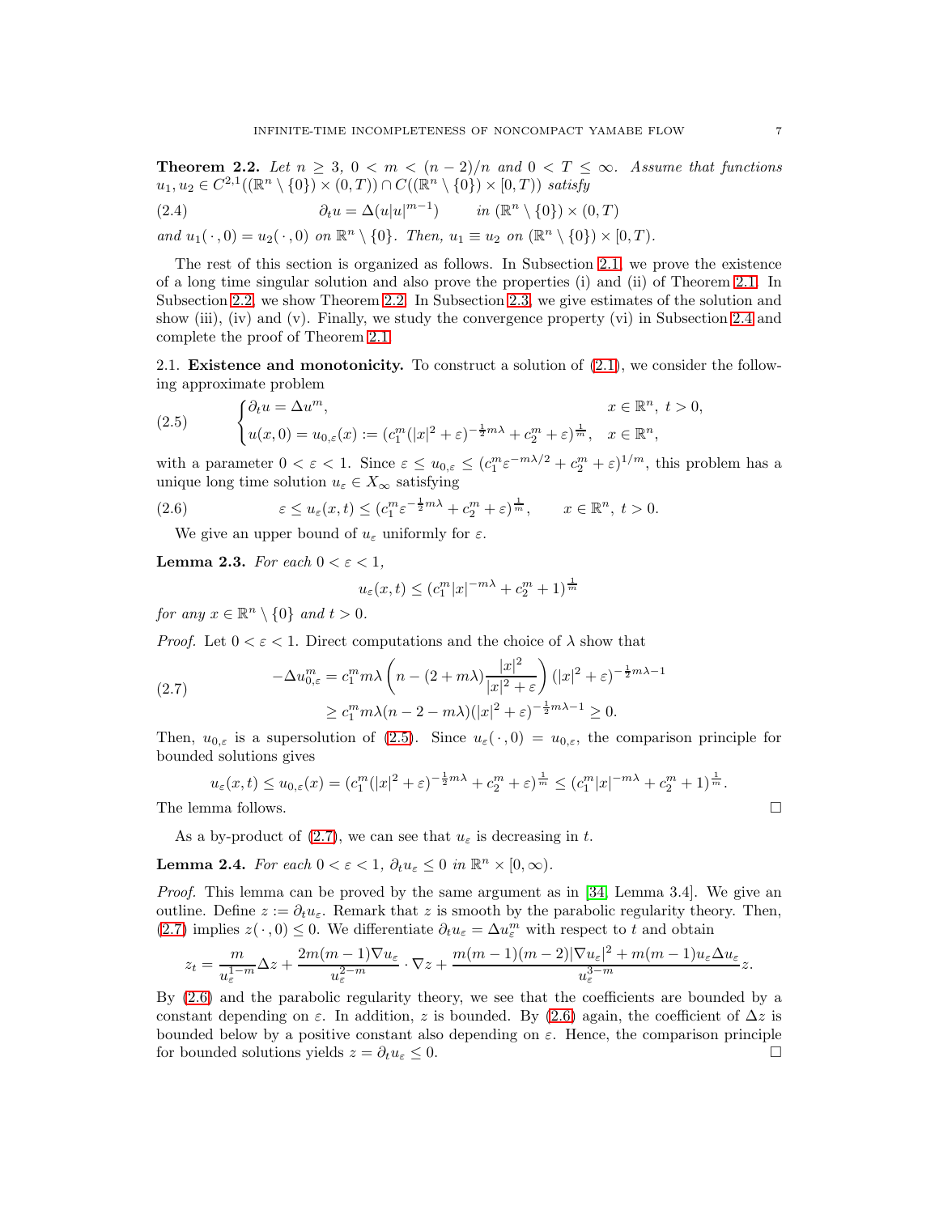**Theorem 2.2.** *Let $n \geq 3$, $0 < m < (n-2)/n$ and $0 < T \leq \infty$. Assume that functions $u_1, u_2 \in C^{2,1}((\mathbb{R}^n \setminus \{0\}) \times (0,T)) \cap C((\mathbb{R}^n \setminus \{0\}) \times [0,T))$ satisfy*

$$\partial_t u = \Delta(u|u|^{m-1}) \qquad \text{in } (\mathbb{R}^n \setminus \{0\}) \times (0,T) \tag{2.4}$$

*and $u_1(\,\cdot\,,0) = u_2(\,\cdot\,,0)$ on $\mathbb{R}^n \setminus \{0\}$. Then, $u_1 \equiv u_2$ on $(\mathbb{R}^n \setminus \{0\}) \times [0,T)$.*

The rest of this section is organized as follows. In Subsection 2.1, we prove the existence of a long time singular solution and also prove the properties (i) and (ii) of Theorem 2.1. In Subsection 2.2, we show Theorem 2.2. In Subsection 2.3, we give estimates of the solution and show (iii), (iv) and (v). Finally, we study the convergence property (vi) in Subsection 2.4 and complete the proof of Theorem 2.1.

2.1. **Existence and monotonicity.** To construct a solution of (2.1), we consider the following approximate problem

$$\begin{cases} \partial_t u = \Delta u^m, & x \in \mathbb{R}^n,\ t > 0, \\ u(x,0) = u_{0,\varepsilon}(x) := (c_1^m(|x|^2+\varepsilon)^{-\frac{1}{2}m\lambda} + c_2^m + \varepsilon)^{\frac{1}{m}}, & x \in \mathbb{R}^n, \end{cases} \tag{2.5}$$

with a parameter $0 < \varepsilon < 1$. Since $\varepsilon \leq u_{0,\varepsilon} \leq (c_1^m \varepsilon^{-m\lambda/2} + c_2^m + \varepsilon)^{1/m}$, this problem has a unique long time solution $u_\varepsilon \in X_\infty$ satisfying

$$\varepsilon \leq u_\varepsilon(x,t) \leq (c_1^m \varepsilon^{-\frac{1}{2}m\lambda} + c_2^m + \varepsilon)^{\frac{1}{m}}, \qquad x \in \mathbb{R}^n,\ t > 0. \tag{2.6}$$

We give an upper bound of $u_\varepsilon$ uniformly for $\varepsilon$.

**Lemma 2.3.** *For each $0 < \varepsilon < 1$,*

$$u_\varepsilon(x,t) \leq (c_1^m |x|^{-m\lambda} + c_2^m + 1)^{\frac{1}{m}}$$

*for any $x \in \mathbb{R}^n \setminus \{0\}$ and $t > 0$.*

*Proof.* Let $0 < \varepsilon < 1$. Direct computations and the choice of $\lambda$ show that

$$\begin{aligned} -\Delta u_{0,\varepsilon}^m &= c_1^m m\lambda \left( n - (2+m\lambda)\frac{|x|^2}{|x|^2+\varepsilon} \right) (|x|^2+\varepsilon)^{-\frac{1}{2}m\lambda - 1} \\ &\geq c_1^m m\lambda (n - 2 - m\lambda)(|x|^2+\varepsilon)^{-\frac{1}{2}m\lambda-1} \geq 0. \end{aligned} \tag{2.7}$$

Then, $u_{0,\varepsilon}$ is a supersolution of (2.5). Since $u_\varepsilon(\,\cdot\,,0) = u_{0,\varepsilon}$, the comparison principle for bounded solutions gives

$$u_\varepsilon(x,t) \leq u_{0,\varepsilon}(x) = (c_1^m(|x|^2+\varepsilon)^{-\frac{1}{2}m\lambda} + c_2^m + \varepsilon)^{\frac{1}{m}} \leq (c_1^m|x|^{-m\lambda} + c_2^m + 1)^{\frac{1}{m}}.$$

The lemma follows. $\square$

As a by-product of (2.7), we can see that $u_\varepsilon$ is decreasing in $t$.

**Lemma 2.4.** *For each $0 < \varepsilon < 1$, $\partial_t u_\varepsilon \leq 0$ in $\mathbb{R}^n \times [0,\infty)$.*

*Proof.* This lemma can be proved by the same argument as in [34, Lemma 3.4]. We give an outline. Define $z := \partial_t u_\varepsilon$. Remark that $z$ is smooth by the parabolic regularity theory. Then, (2.7) implies $z(\,\cdot\,,0) \leq 0$. We differentiate $\partial_t u_\varepsilon = \Delta u_\varepsilon^m$ with respect to $t$ and obtain

$$z_t = \frac{m}{u_\varepsilon^{1-m}}\Delta z + \frac{2m(m-1)\nabla u_\varepsilon}{u_\varepsilon^{2-m}} \cdot \nabla z + \frac{m(m-1)(m-2)|\nabla u_\varepsilon|^2 + m(m-1)u_\varepsilon \Delta u_\varepsilon}{u_\varepsilon^{3-m}} z.$$

By (2.6) and the parabolic regularity theory, we see that the coefficients are bounded by a constant depending on $\varepsilon$. In addition, $z$ is bounded. By (2.6) again, the coefficient of $\Delta z$ is bounded below by a positive constant also depending on $\varepsilon$. Hence, the comparison principle for bounded solutions yields $z = \partial_t u_\varepsilon \leq 0$. $\square$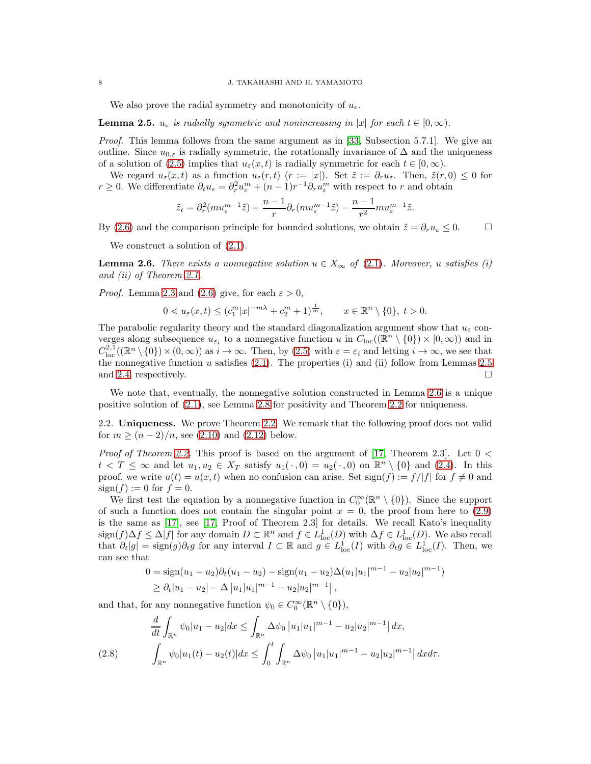We also prove the radial symmetry and monotonicity of $u_\varepsilon$.

**Lemma 2.5.** *$u_\varepsilon$ is radially symmetric and nonincreasing in $|x|$ for each $t \in [0,\infty)$.*

*Proof.* This lemma follows from the same argument as in [33, Subsection 5.7.1]. We give an outline. Since $u_{0,\varepsilon}$ is radially symmetric, the rotationally invariance of $\Delta$ and the uniqueness of a solution of (2.5) implies that $u_\varepsilon(x,t)$ is radially symmetric for each $t \in [0,\infty)$.

We regard $u_\varepsilon(x,t)$ as a function $u_\varepsilon(r,t)$ ($r := |x|$). Set $\tilde{z} := \partial_r u_\varepsilon$. Then, $\tilde{z}(r,0) \le 0$ for $r \ge 0$. We differentiate $\partial_t u_\varepsilon = \partial_r^2 u_\varepsilon^m + (n-1)r^{-1}\partial_r u_\varepsilon^m$ with respect to $r$ and obtain

$$\tilde{z}_t = \partial_r^2(m u_\varepsilon^{m-1}\tilde{z}) + \frac{n-1}{r}\partial_r(m u_\varepsilon^{m-1}\tilde{z}) - \frac{n-1}{r^2} m u_\varepsilon^{m-1}\tilde{z}.$$

By (2.6) and the comparison principle for bounded solutions, we obtain $\tilde{z} = \partial_r u_\varepsilon \le 0$. $\square$

We construct a solution of (2.1).

**Lemma 2.6.** *There exists a nonnegative solution $u \in X_\infty$ of (2.1). Moreover, $u$ satisfies (i) and (ii) of Theorem 2.1.*

*Proof.* Lemma 2.3 and (2.6) give, for each $\varepsilon > 0$,

$$0 < u_\varepsilon(x,t) \le (c_1^m |x|^{-m\lambda} + c_2^m + 1)^{\frac{1}{m}}, \qquad x \in \mathbb{R}^n \setminus \{0\},\ t > 0.$$

The parabolic regularity theory and the standard diagonalization argument show that $u_\varepsilon$ converges along subsequence $u_{\varepsilon_i}$ to a nonnegative function $u$ in $C_{\mathrm{loc}}((\mathbb{R}^n \setminus \{0\}) \times [0,\infty))$ and in $C^{2,1}_{\mathrm{loc}}((\mathbb{R}^n \setminus \{0\}) \times (0,\infty))$ as $i \to \infty$. Then, by (2.5) with $\varepsilon = \varepsilon_i$ and letting $i \to \infty$, we see that the nonnegative function $u$ satisfies (2.1). The properties (i) and (ii) follow from Lemmas 2.5 and 2.4, respectively. $\square$

We note that, eventually, the nonnegative solution constructed in Lemma 2.6 is a unique positive solution of (2.1), see Lemma 2.8 for positivity and Theorem 2.2 for uniqueness.

## 2.2. Uniqueness.

We prove Theorem 2.2. We remark that the following proof does not valid for $m \ge (n-2)/n$, see (2.10) and (2.12) below.

*Proof of Theorem 2.2.* This proof is based on the argument of [17, Theorem 2.3]. Let $0 < t < T \le \infty$ and let $u_1, u_2 \in X_T$ satisfy $u_1(\cdot,0) = u_2(\cdot,0)$ on $\mathbb{R}^n \setminus \{0\}$ and (2.4). In this proof, we write $u(t) = u(x,t)$ when no confusion can arise. Set $\mathrm{sign}(f) := f/|f|$ for $f \ne 0$ and $\mathrm{sign}(f) := 0$ for $f = 0$.

We first test the equation by a nonnegative function in $C_0^\infty(\mathbb{R}^n \setminus \{0\})$. Since the support of such a function does not contain the singular point $x = 0$, the proof from here to (2.9) is the same as [17], see [17, Proof of Theorem 2.3] for details. We recall Kato's inequality $\mathrm{sign}(f)\Delta f \le \Delta|f|$ for any domain $D \subset \mathbb{R}^n$ and $f \in L^1_{\mathrm{loc}}(D)$ with $\Delta f \in L^1_{\mathrm{loc}}(D)$. We also recall that $\partial_t|g| = \mathrm{sign}(g)\partial_t g$ for any interval $I \subset \mathbb{R}$ and $g \in L^1_{\mathrm{loc}}(I)$ with $\partial_t g \in L^1_{\mathrm{loc}}(I)$. Then, we can see that

$$\begin{aligned}
0 &= \mathrm{sign}(u_1 - u_2)\partial_t(u_1 - u_2) - \mathrm{sign}(u_1 - u_2)\Delta(u_1|u_1|^{m-1} - u_2|u_2|^{m-1}) \\
&\ge \partial_t|u_1 - u_2| - \Delta\left|u_1|u_1|^{m-1} - u_2|u_2|^{m-1}\right|,
\end{aligned}$$

and that, for any nonnegative function $\psi_0 \in C_0^\infty(\mathbb{R}^n \setminus \{0\})$,

$$\frac{d}{dt}\int_{\mathbb{R}^n} \psi_0|u_1 - u_2|dx \le \int_{\mathbb{R}^n} \Delta\psi_0\left|u_1|u_1|^{m-1} - u_2|u_2|^{m-1}\right|dx,$$

$$\int_{\mathbb{R}^n} \psi_0|u_1(t) - u_2(t)|dx \le \int_0^t \int_{\mathbb{R}^n} \Delta\psi_0\left|u_1|u_1|^{m-1} - u_2|u_2|^{m-1}\right|dxd\tau. \tag{2.8}$$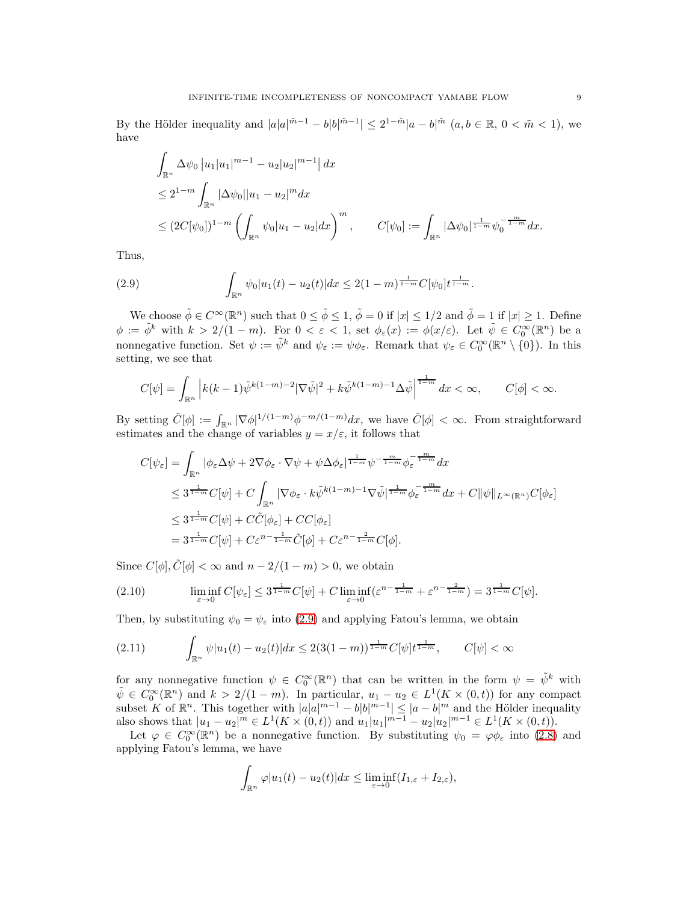By the Hölder inequality and $|a|a|^{\tilde{m}-1} - b|b|^{\tilde{m}-1}| \le 2^{1-\tilde{m}}|a-b|^{\tilde{m}}$ $(a, b \in \mathbb{R},\ 0 < \tilde{m} < 1)$, we have

$$
\begin{aligned}
&\int_{\mathbb{R}^n} \Delta\psi_0 \left| u_1|u_1|^{m-1} - u_2|u_2|^{m-1} \right| dx \\
&\le 2^{1-m} \int_{\mathbb{R}^n} |\Delta\psi_0||u_1 - u_2|^m dx \\
&\le (2C[\psi_0])^{1-m} \left( \int_{\mathbb{R}^n} \psi_0 |u_1 - u_2| dx \right)^m, \qquad C[\psi_0] := \int_{\mathbb{R}^n} |\Delta\psi_0|^{\frac{1}{1-m}} \psi_0^{-\frac{m}{1-m}} dx.
\end{aligned}
$$

Thus,

$$
\int_{\mathbb{R}^n} \psi_0 |u_1(t) - u_2(t)| dx \le 2(1-m)^{\frac{1}{1-m}} C[\psi_0] t^{\frac{1}{1-m}}. \tag{2.9}
$$

We choose $\tilde{\phi} \in C^\infty(\mathbb{R}^n)$ such that $0 \le \tilde{\phi} \le 1$, $\tilde{\phi} = 0$ if $|x| \le 1/2$ and $\tilde{\phi} = 1$ if $|x| \ge 1$. Define $\phi := \tilde{\phi}^k$ with $k > 2/(1-m)$. For $0 < \varepsilon < 1$, set $\phi_\varepsilon(x) := \phi(x/\varepsilon)$. Let $\tilde{\psi} \in C_0^\infty(\mathbb{R}^n)$ be a nonnegative function. Set $\psi := \tilde{\psi}^k$ and $\psi_\varepsilon := \psi\phi_\varepsilon$. Remark that $\psi_\varepsilon \in C_0^\infty(\mathbb{R}^n \setminus \{0\})$. In this setting, we see that

$$
C[\psi] = \int_{\mathbb{R}^n} \left| k(k-1)\tilde{\psi}^{k(1-m)-2}|\nabla\tilde{\psi}|^2 + k\tilde{\psi}^{k(1-m)-1}\Delta\tilde{\psi} \right|^{\frac{1}{1-m}} dx < \infty, \qquad C[\phi] < \infty.
$$

By setting $\tilde{C}[\phi] := \int_{\mathbb{R}^n} |\nabla\phi|^{1/(1-m)} \phi^{-m/(1-m)} dx$, we have $\tilde{C}[\phi] < \infty$. From straightforward estimates and the change of variables $y = x/\varepsilon$, it follows that

$$
\begin{aligned}
C[\psi_\varepsilon] &= \int_{\mathbb{R}^n} |\phi_\varepsilon \Delta\psi + 2\nabla\phi_\varepsilon \cdot \nabla\psi + \psi\Delta\phi_\varepsilon|^{\frac{1}{1-m}} \psi^{-\frac{m}{1-m}} \phi_\varepsilon^{-\frac{m}{1-m}} dx \\
&\le 3^{\frac{1}{1-m}} C[\psi] + C\int_{\mathbb{R}^n} |\nabla\phi_\varepsilon \cdot k\tilde{\psi}^{k(1-m)-1}\nabla\tilde{\psi}|^{\frac{1}{1-m}} \phi_\varepsilon^{-\frac{m}{1-m}} dx + C\|\psi\|_{L^\infty(\mathbb{R}^n)} C[\phi_\varepsilon] \\
&\le 3^{\frac{1}{1-m}} C[\psi] + C\tilde{C}[\phi_\varepsilon] + CC[\phi_\varepsilon] \\
&= 3^{\frac{1}{1-m}} C[\psi] + C\varepsilon^{n-\frac{1}{1-m}} \tilde{C}[\phi] + C\varepsilon^{n-\frac{2}{1-m}} C[\phi].
\end{aligned}
$$

Since $C[\phi], \tilde{C}[\phi] < \infty$ and $n - 2/(1-m) > 0$, we obtain

$$
\liminf_{\varepsilon \to 0} C[\psi_\varepsilon] \le 3^{\frac{1}{1-m}} C[\psi] + C \liminf_{\varepsilon \to 0} (\varepsilon^{n-\frac{1}{1-m}} + \varepsilon^{n-\frac{2}{1-m}}) = 3^{\frac{1}{1-m}} C[\psi]. \tag{2.10}
$$

Then, by substituting $\psi_0 = \psi_\varepsilon$ into (2.9) and applying Fatou's lemma, we obtain

$$
\int_{\mathbb{R}^n} \psi |u_1(t) - u_2(t)| dx \le 2(3(1-m))^{\frac{1}{1-m}} C[\psi] t^{\frac{1}{1-m}}, \qquad C[\psi] < \infty \tag{2.11}
$$

for any nonnegative function $\psi \in C_0^\infty(\mathbb{R}^n)$ that can be written in the form $\psi = \tilde{\psi}^k$ with $\tilde{\psi} \in C_0^\infty(\mathbb{R}^n)$ and $k > 2/(1-m)$. In particular, $u_1 - u_2 \in L^1(K \times (0,t))$ for any compact subset $K$ of $\mathbb{R}^n$. This together with $|a|a|^{m-1} - b|b|^{m-1}| \le |a-b|^m$ and the Hölder inequality also shows that $|u_1 - u_2|^m \in L^1(K \times (0,t))$ and $u_1|u_1|^{m-1} - u_2|u_2|^{m-1} \in L^1(K \times (0,t))$.

Let $\varphi \in C_0^\infty(\mathbb{R}^n)$ be a nonnegative function. By substituting $\psi_0 = \varphi\phi_\varepsilon$ into (2.8) and applying Fatou's lemma, we have

$$
\int_{\mathbb{R}^n} \varphi |u_1(t) - u_2(t)| dx \le \liminf_{\varepsilon \to 0} (I_{1,\varepsilon} + I_{2,\varepsilon}),
$$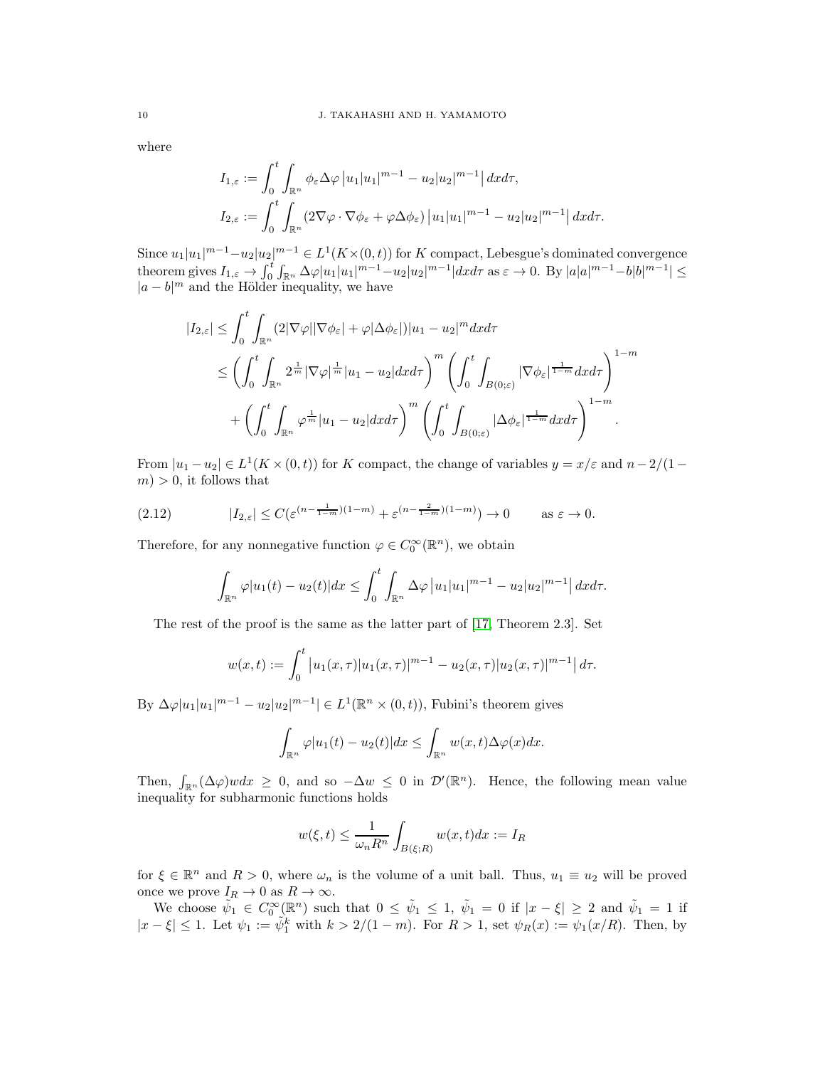where

$$I_{1,\varepsilon} := \int_0^t \int_{\mathbb{R}^n} \phi_\varepsilon \Delta\varphi \left| u_1|u_1|^{m-1} - u_2|u_2|^{m-1}\right| dxd\tau,$$

$$I_{2,\varepsilon} := \int_0^t \int_{\mathbb{R}^n} (2\nabla\varphi \cdot \nabla\phi_\varepsilon + \varphi\Delta\phi_\varepsilon) \left| u_1|u_1|^{m-1} - u_2|u_2|^{m-1}\right| dxd\tau.$$

Since $u_1|u_1|^{m-1} - u_2|u_2|^{m-1} \in L^1(K\times(0,t))$ for $K$ compact, Lebesgue's dominated convergence theorem gives $I_{1,\varepsilon} \to \int_0^t \int_{\mathbb{R}^n} \Delta\varphi|u_1|u_1|^{m-1} - u_2|u_2|^{m-1}|dxd\tau$ as $\varepsilon \to 0$. By $|a|a|^{m-1} - b|b|^{m-1}| \le |a-b|^m$ and the Hölder inequality, we have

$$\begin{aligned}
|I_{2,\varepsilon}| &\le \int_0^t \int_{\mathbb{R}^n} (2|\nabla\varphi||\nabla\phi_\varepsilon| + \varphi|\Delta\phi_\varepsilon|)|u_1 - u_2|^m dxd\tau \\
&\le \left(\int_0^t \int_{\mathbb{R}^n} 2^{\frac{1}{m}} |\nabla\varphi|^{\frac{1}{m}} |u_1 - u_2| dxd\tau\right)^m \left(\int_0^t \int_{B(0;\varepsilon)} |\nabla\phi_\varepsilon|^{\frac{1}{1-m}} dxd\tau\right)^{1-m} \\
&\quad + \left(\int_0^t \int_{\mathbb{R}^n} \varphi^{\frac{1}{m}} |u_1 - u_2| dxd\tau\right)^m \left(\int_0^t \int_{B(0;\varepsilon)} |\Delta\phi_\varepsilon|^{\frac{1}{1-m}} dxd\tau\right)^{1-m}.
\end{aligned}$$

From $|u_1 - u_2| \in L^1(K \times (0,t))$ for $K$ compact, the change of variables $y = x/\varepsilon$ and $n - 2/(1-m) > 0$, it follows that

$$|I_{2,\varepsilon}| \le C(\varepsilon^{(n-\frac{1}{1-m})(1-m)} + \varepsilon^{(n-\frac{2}{1-m})(1-m)}) \to 0 \qquad \text{as } \varepsilon \to 0. \tag{2.12}$$

Therefore, for any nonnegative function $\varphi \in C_0^\infty(\mathbb{R}^n)$, we obtain

$$\int_{\mathbb{R}^n} \varphi|u_1(t) - u_2(t)|dx \le \int_0^t \int_{\mathbb{R}^n} \Delta\varphi \left|u_1|u_1|^{m-1} - u_2|u_2|^{m-1}\right| dxd\tau.$$

The rest of the proof is the same as the latter part of [17, Theorem 2.3]. Set

$$w(x,t) := \int_0^t \left|u_1(x,\tau)|u_1(x,\tau)|^{m-1} - u_2(x,\tau)|u_2(x,\tau)|^{m-1}\right| d\tau.$$

By $\Delta\varphi|u_1|u_1|^{m-1} - u_2|u_2|^{m-1}| \in L^1(\mathbb{R}^n \times (0,t))$, Fubini's theorem gives

$$\int_{\mathbb{R}^n} \varphi|u_1(t) - u_2(t)|dx \le \int_{\mathbb{R}^n} w(x,t)\Delta\varphi(x)dx.$$

Then, $\int_{\mathbb{R}^n} (\Delta\varphi)wdx \ge 0$, and so $-\Delta w \le 0$ in $\mathcal{D}'(\mathbb{R}^n)$. Hence, the following mean value inequality for subharmonic functions holds

$$w(\xi,t) \le \frac{1}{\omega_n R^n} \int_{B(\xi;R)} w(x,t)dx := I_R$$

for $\xi \in \mathbb{R}^n$ and $R > 0$, where $\omega_n$ is the volume of a unit ball. Thus, $u_1 \equiv u_2$ will be proved once we prove $I_R \to 0$ as $R \to \infty$.

We choose $\tilde{\psi}_1 \in C_0^\infty(\mathbb{R}^n)$ such that $0 \le \tilde{\psi}_1 \le 1$, $\tilde{\psi}_1 = 0$ if $|x - \xi| \ge 2$ and $\tilde{\psi}_1 = 1$ if $|x - \xi| \le 1$. Let $\psi_1 := \tilde{\psi}_1^k$ with $k > 2/(1-m)$. For $R > 1$, set $\psi_R(x) := \psi_1(x/R)$. Then, by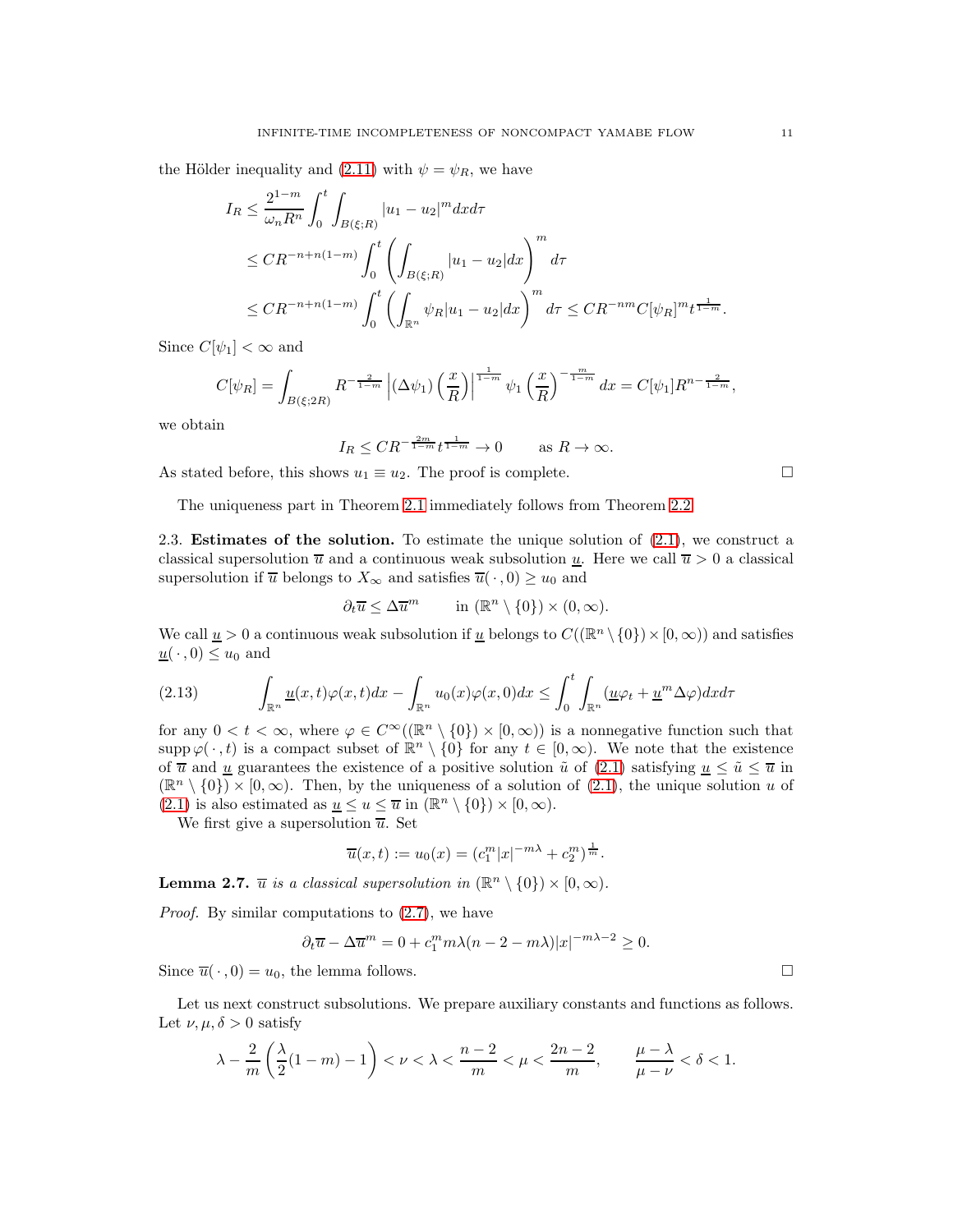the Hölder inequality and (2.11) with $\psi = \psi_R$, we have

$$
\begin{aligned}
I_R &\leq \frac{2^{1-m}}{\omega_n R^n} \int_0^t \int_{B(\xi;R)} |u_1 - u_2|^m dx d\tau \\
&\leq C R^{-n+n(1-m)} \int_0^t \left( \int_{B(\xi;R)} |u_1 - u_2| dx \right)^m d\tau \\
&\leq C R^{-n+n(1-m)} \int_0^t \left( \int_{\mathbb{R}^n} \psi_R |u_1 - u_2| dx \right)^m d\tau \leq C R^{-nm} C[\psi_R]^m t^{\frac{1}{1-m}}.
\end{aligned}
$$

Since $C[\psi_1] < \infty$ and

$$
C[\psi_R] = \int_{B(\xi;2R)} R^{-\frac{2}{1-m}} \left| (\Delta \psi_1) \left( \frac{x}{R} \right) \right|^{\frac{1}{1-m}} \psi_1 \left( \frac{x}{R} \right)^{-\frac{m}{1-m}} dx = C[\psi_1] R^{n - \frac{2}{1-m}},
$$

we obtain

$$
I_R \leq C R^{-\frac{2m}{1-m}} t^{\frac{1}{1-m}} \to 0 \qquad \text{as } R \to \infty.
$$

As stated before, this shows $u_1 \equiv u_2$. The proof is complete. $\square$

The uniqueness part in Theorem 2.1 immediately follows from Theorem 2.2.

2.3. **Estimates of the solution.** To estimate the unique solution of (2.1), we construct a classical supersolution $\overline{u}$ and a continuous weak subsolution $\underline{u}$. Here we call $\overline{u} > 0$ a classical supersolution if $\overline{u}$ belongs to $X_\infty$ and satisfies $\overline{u}(\,\cdot\,, 0) \geq u_0$ and

$$
\partial_t \overline{u} \leq \Delta \overline{u}^m \qquad \text{in } (\mathbb{R}^n \setminus \{0\}) \times (0, \infty).
$$

We call $\underline{u} > 0$ a continuous weak subsolution if $\underline{u}$ belongs to $C((\mathbb{R}^n \setminus \{0\}) \times [0,\infty))$ and satisfies $\underline{u}(\,\cdot\,, 0) \leq u_0$ and

$$
\int_{\mathbb{R}^n} \underline{u}(x,t) \varphi(x,t) dx - \int_{\mathbb{R}^n} u_0(x) \varphi(x,0) dx \leq \int_0^t \int_{\mathbb{R}^n} (\underline{u} \varphi_t + \underline{u}^m \Delta \varphi) dx d\tau \tag{2.13}
$$

for any $0 < t < \infty$, where $\varphi \in C^\infty((\mathbb{R}^n \setminus \{0\}) \times [0,\infty))$ is a nonnegative function such that $\operatorname{supp} \varphi(\,\cdot\,, t)$ is a compact subset of $\mathbb{R}^n \setminus \{0\}$ for any $t \in [0, \infty)$. We note that the existence of $\overline{u}$ and $\underline{u}$ guarantees the existence of a positive solution $\tilde{u}$ of (2.1) satisfying $\underline{u} \leq \tilde{u} \leq \overline{u}$ in $(\mathbb{R}^n \setminus \{0\}) \times [0, \infty)$. Then, by the uniqueness of a solution of (2.1), the unique solution $u$ of (2.1) is also estimated as $\underline{u} \leq u \leq \overline{u}$ in $(\mathbb{R}^n \setminus \{0\}) \times [0, \infty)$.

We first give a supersolution $\overline{u}$. Set

$$
\overline{u}(x,t) := u_0(x) = (c_1^m |x|^{-m\lambda} + c_2^m)^{\frac{1}{m}}.
$$

**Lemma 2.7.** *$\overline{u}$ is a classical supersolution in $(\mathbb{R}^n \setminus \{0\}) \times [0, \infty)$.*

*Proof.* By similar computations to (2.7), we have

$$
\partial_t \overline{u} - \Delta \overline{u}^m = 0 + c_1^m m\lambda(n - 2 - m\lambda)|x|^{-m\lambda - 2} \geq 0.
$$

Since $\overline{u}(\,\cdot\,, 0) = u_0$, the lemma follows. $\square$

Let us next construct subsolutions. We prepare auxiliary constants and functions as follows. Let $\nu, \mu, \delta > 0$ satisfy

$$
\lambda - \frac{2}{m} \left( \frac{\lambda}{2}(1-m) - 1 \right) < \nu < \lambda < \frac{n-2}{m} < \mu < \frac{2n-2}{m}, \qquad \frac{\mu - \lambda}{\mu - \nu} < \delta < 1.
$$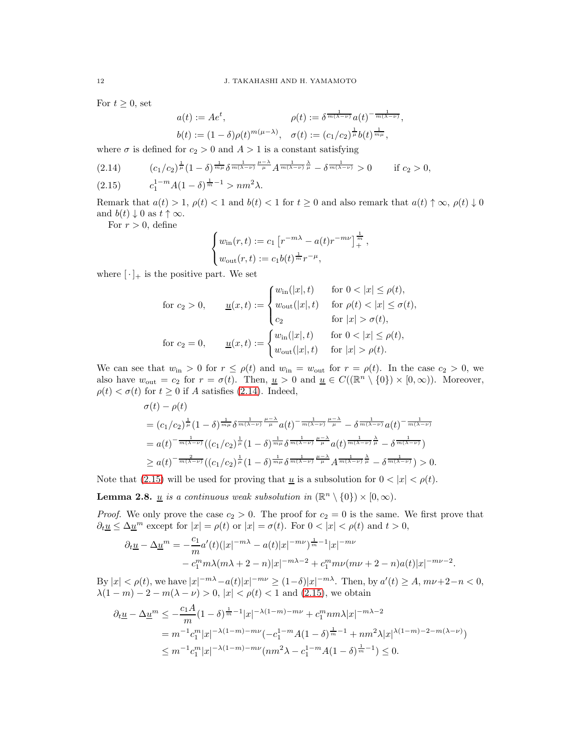For $t \geq 0$, set

$$
a(t) := Ae^t, \qquad \rho(t) := \delta^{\frac{1}{m(\lambda-\nu)}} a(t)^{-\frac{1}{m(\lambda-\nu)}},
$$

$$
b(t) := (1-\delta)\rho(t)^{m(\mu-\lambda)}, \quad \sigma(t) := (c_1/c_2)^{\frac{1}{\mu}} b(t)^{\frac{1}{m\mu}},
$$

where $\sigma$ is defined for $c_2 > 0$ and $A > 1$ is a constant satisfying

$$
(c_1/c_2)^{\frac{1}{\mu}}(1-\delta)^{\frac{1}{m\mu}}\delta^{\frac{1}{m(\lambda-\nu)}\frac{\mu-\lambda}{\mu}} A^{\frac{1}{m(\lambda-\nu)}\frac{\lambda}{\mu}} - \delta^{\frac{1}{m(\lambda-\nu)}} > 0 \qquad \text{if } c_2 > 0, \tag{2.14}
$$

$$
c_1^{1-m} A (1-\delta)^{\frac{1}{m}-1} > nm^2\lambda. \tag{2.15}
$$

Remark that $a(t) > 1$, $\rho(t) < 1$ and $b(t) < 1$ for $t \geq 0$ and also remark that $a(t) \uparrow \infty$, $\rho(t) \downarrow 0$ and $b(t) \downarrow 0$ as $t \uparrow \infty$.

For $r > 0$, define

$$
\begin{cases}
w_{\text{in}}(r,t) := c_1 \left[ r^{-m\lambda} - a(t) r^{-m\nu} \right]_+^{\frac{1}{m}}, \\
w_{\text{out}}(r,t) := c_1 b(t)^{\frac{1}{m}} r^{-\mu},
\end{cases}
$$

where $[\,\cdot\,]_+$ is the positive part. We set

$$
\text{for } c_2 > 0, \qquad \underline{u}(x,t) := \begin{cases}
w_{\text{in}}(|x|,t) & \text{for } 0 < |x| \leq \rho(t), \\
w_{\text{out}}(|x|,t) & \text{for } \rho(t) < |x| \leq \sigma(t), \\
c_2 & \text{for } |x| > \sigma(t),
\end{cases}
$$

$$
\text{for } c_2 = 0, \qquad \underline{u}(x,t) := \begin{cases}
w_{\text{in}}(|x|,t) & \text{for } 0 < |x| \leq \rho(t), \\
w_{\text{out}}(|x|,t) & \text{for } |x| > \rho(t).
\end{cases}
$$

We can see that $w_{\text{in}} > 0$ for $r \leq \rho(t)$ and $w_{\text{in}} = w_{\text{out}}$ for $r = \rho(t)$. In the case $c_2 > 0$, we also have $w_{\text{out}} = c_2$ for $r = \sigma(t)$. Then, $\underline{u} > 0$ and $\underline{u} \in C((\mathbb{R}^n \setminus \{0\}) \times [0,\infty))$. Moreover, $\rho(t) < \sigma(t)$ for $t \geq 0$ if $A$ satisfies (2.14). Indeed,

$$
\begin{aligned}
&\sigma(t) - \rho(t) \\
&= (c_1/c_2)^{\frac{1}{\mu}}(1-\delta)^{\frac{1}{m\mu}}\delta^{\frac{1}{m(\lambda-\nu)}\frac{\mu-\lambda}{\mu}} a(t)^{-\frac{1}{m(\lambda-\nu)}\frac{\mu-\lambda}{\mu}} - \delta^{\frac{1}{m(\lambda-\nu)}} a(t)^{-\frac{1}{m(\lambda-\nu)}} \\
&= a(t)^{-\frac{1}{m(\lambda-\nu)}}\left((c_1/c_2)^{\frac{1}{\mu}}(1-\delta)^{\frac{1}{m\mu}}\delta^{\frac{1}{m(\lambda-\nu)}\frac{\mu-\lambda}{\mu}} a(t)^{\frac{1}{m(\lambda-\nu)}\frac{\lambda}{\mu}} - \delta^{\frac{1}{m(\lambda-\nu)}}\right) \\
&\geq a(t)^{-\frac{2}{m(\lambda-\nu)}}\left((c_1/c_2)^{\frac{1}{\mu}}(1-\delta)^{\frac{1}{m\mu}}\delta^{\frac{1}{m(\lambda-\nu)}\frac{\mu-\lambda}{\mu}} A^{\frac{1}{m(\lambda-\nu)}\frac{\lambda}{\mu}} - \delta^{\frac{1}{m(\lambda-\nu)}}\right) > 0.
\end{aligned}
$$

Note that (2.15) will be used for proving that $\underline{u}$ is a subsolution for $0 < |x| < \rho(t)$.

**Lemma 2.8.** *$\underline{u}$ is a continuous weak subsolution in $(\mathbb{R}^n \setminus \{0\}) \times [0,\infty)$.*

*Proof.* We only prove the case $c_2 > 0$. The proof for $c_2 = 0$ is the same. We first prove that $\partial_t \underline{u} \leq \Delta \underline{u}^m$ except for $|x| = \rho(t)$ or $|x| = \sigma(t)$. For $0 < |x| < \rho(t)$ and $t > 0$,

$$
\begin{aligned}
\partial_t \underline{u} - \Delta \underline{u}^m = &-\frac{c_1}{m} a'(t)(|x|^{-m\lambda} - a(t)|x|^{-m\nu})^{\frac{1}{m}-1}|x|^{-m\nu} \\
&- c_1^m m\lambda(m\lambda + 2 - n)|x|^{-m\lambda-2} + c_1^m m\nu(m\nu + 2 - n)a(t)|x|^{-m\nu-2}.
\end{aligned}
$$

By $|x| < \rho(t)$, we have $|x|^{-m\lambda} - a(t)|x|^{-m\nu} \geq (1-\delta)|x|^{-m\lambda}$. Then, by $a'(t) \geq A$, $m\nu+2-n < 0$, $\lambda(1-m) - 2 - m(\lambda-\nu) > 0$, $|x| < \rho(t) < 1$ and (2.15), we obtain

$$
\begin{aligned}
\partial_t \underline{u} - \Delta \underline{u}^m &\leq -\frac{c_1 A}{m}(1-\delta)^{\frac{1}{m}-1}|x|^{-\lambda(1-m)-m\nu} + c_1^m nm\lambda|x|^{-m\lambda-2} \\
&= m^{-1}c_1^m|x|^{-\lambda(1-m)-m\nu}\left(-c_1^{1-m}A(1-\delta)^{\frac{1}{m}-1} + nm^2\lambda|x|^{\lambda(1-m)-2-m(\lambda-\nu)}\right) \\
&\leq m^{-1}c_1^m|x|^{-\lambda(1-m)-m\nu}\left(nm^2\lambda - c_1^{1-m}A(1-\delta)^{\frac{1}{m}-1}\right) \leq 0.
\end{aligned}
$$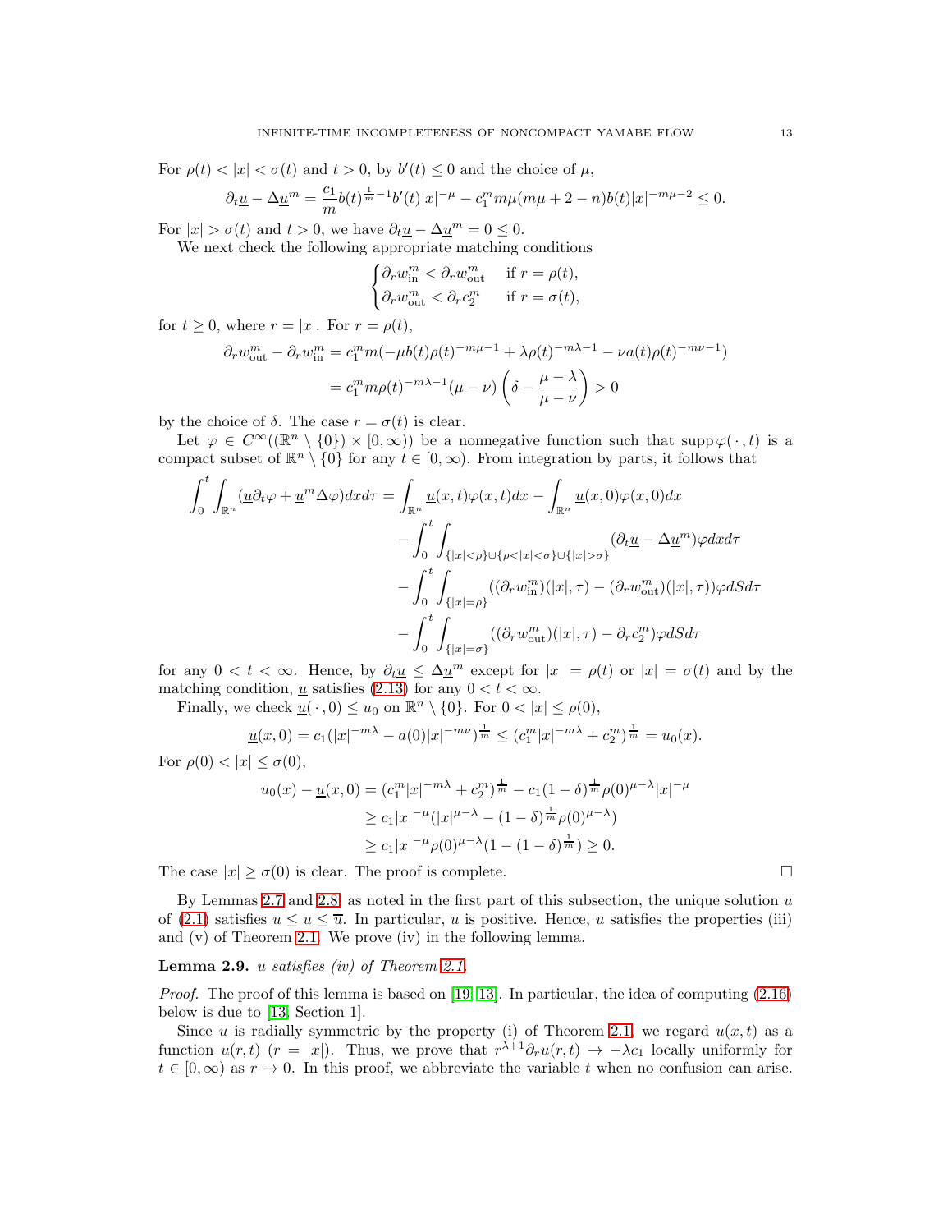For $\rho(t) < |x| < \sigma(t)$ and $t > 0$, by $b'(t) \le 0$ and the choice of $\mu$,

$$\partial_t \underline{u} - \Delta \underline{u}^m = \frac{c_1}{m} b(t)^{\frac{1}{m}-1} b'(t)|x|^{-\mu} - c_1^m m\mu(m\mu + 2 - n) b(t)|x|^{-m\mu-2} \le 0.$$

For $|x| > \sigma(t)$ and $t > 0$, we have $\partial_t \underline{u} - \Delta \underline{u}^m = 0 \le 0$.

We next check the following appropriate matching conditions

$$\begin{cases} \partial_r w_{\text{in}}^m < \partial_r w_{\text{out}}^m & \text{if } r = \rho(t), \\ \partial_r w_{\text{out}}^m < \partial_r c_2^m & \text{if } r = \sigma(t), \end{cases}$$

for $t \ge 0$, where $r = |x|$. For $r = \rho(t)$,

$$\begin{aligned} \partial_r w_{\text{out}}^m - \partial_r w_{\text{in}}^m &= c_1^m m(-\mu b(t)\rho(t)^{-m\mu-1} + \lambda \rho(t)^{-m\lambda-1} - \nu a(t)\rho(t)^{-m\nu-1}) \\ &= c_1^m m \rho(t)^{-m\lambda-1}(\mu - \nu)\left(\delta - \frac{\mu - \lambda}{\mu - \nu}\right) > 0 \end{aligned}$$

by the choice of $\delta$. The case $r = \sigma(t)$ is clear.

Let $\varphi \in C^\infty((\mathbb{R}^n \setminus \{0\}) \times [0,\infty))$ be a nonnegative function such that $\operatorname{supp}\varphi(\,\cdot\,, t)$ is a compact subset of $\mathbb{R}^n \setminus \{0\}$ for any $t \in [0,\infty)$. From integration by parts, it follows that

$$\begin{aligned} \int_0^t \int_{\mathbb{R}^n} (\underline{u}\partial_t \varphi + \underline{u}^m \Delta\varphi) dx d\tau &= \int_{\mathbb{R}^n} \underline{u}(x,t)\varphi(x,t)dx - \int_{\mathbb{R}^n} \underline{u}(x,0)\varphi(x,0)dx \\ &\quad - \int_0^t \int_{\{|x|<\rho\}\cup\{\rho<|x|<\sigma\}\cup\{|x|>\sigma\}} (\partial_t \underline{u} - \Delta \underline{u}^m)\varphi dx d\tau \\ &\quad - \int_0^t \int_{\{|x|=\rho\}} ((\partial_r w_{\text{in}}^m)(|x|,\tau) - (\partial_r w_{\text{out}}^m)(|x|,\tau))\varphi dS d\tau \\ &\quad - \int_0^t \int_{\{|x|=\sigma\}} ((\partial_r w_{\text{out}}^m)(|x|,\tau) - \partial_r c_2^m)\varphi dS d\tau \end{aligned}$$

for any $0 < t < \infty$. Hence, by $\partial_t \underline{u} \le \Delta \underline{u}^m$ except for $|x| = \rho(t)$ or $|x| = \sigma(t)$ and by the matching condition, $\underline{u}$ satisfies (2.13) for any $0 < t < \infty$.

Finally, we check $\underline{u}(\,\cdot\,, 0) \le u_0$ on $\mathbb{R}^n \setminus \{0\}$. For $0 < |x| \le \rho(0)$,

$$\underline{u}(x,0) = c_1(|x|^{-m\lambda} - a(0)|x|^{-m\nu})^{\frac{1}{m}} \le (c_1^m |x|^{-m\lambda} + c_2^m)^{\frac{1}{m}} = u_0(x).$$

For $\rho(0) < |x| \le \sigma(0)$,

$$\begin{aligned} u_0(x) - \underline{u}(x,0) &= (c_1^m |x|^{-m\lambda} + c_2^m)^{\frac{1}{m}} - c_1(1-\delta)^{\frac{1}{m}}\rho(0)^{\mu-\lambda}|x|^{-\mu} \\ &\ge c_1|x|^{-\mu}(|x|^{\mu-\lambda} - (1-\delta)^{\frac{1}{m}}\rho(0)^{\mu-\lambda}) \\ &\ge c_1|x|^{-\mu}\rho(0)^{\mu-\lambda}(1 - (1-\delta)^{\frac{1}{m}}) \ge 0. \end{aligned}$$

The case $|x| \ge \sigma(0)$ is clear. The proof is complete. ∎

By Lemmas 2.7 and 2.8, as noted in the first part of this subsection, the unique solution $u$ of (2.1) satisfies $\underline{u} \le u \le \overline{u}$. In particular, $u$ is positive. Hence, $u$ satisfies the properties (iii) and (v) of Theorem 2.1. We prove (iv) in the following lemma.

**Lemma 2.9.** *$u$ satisfies (iv) of Theorem 2.1.*

*Proof.* The proof of this lemma is based on [19, 13]. In particular, the idea of computing (2.16) below is due to [13, Section 1].

Since $u$ is radially symmetric by the property (i) of Theorem 2.1, we regard $u(x,t)$ as a function $u(r,t)$ $(r = |x|)$. Thus, we prove that $r^{\lambda+1}\partial_r u(r,t) \to -\lambda c_1$ locally uniformly for $t \in [0,\infty)$ as $r \to 0$. In this proof, we abbreviate the variable $t$ when no confusion can arise.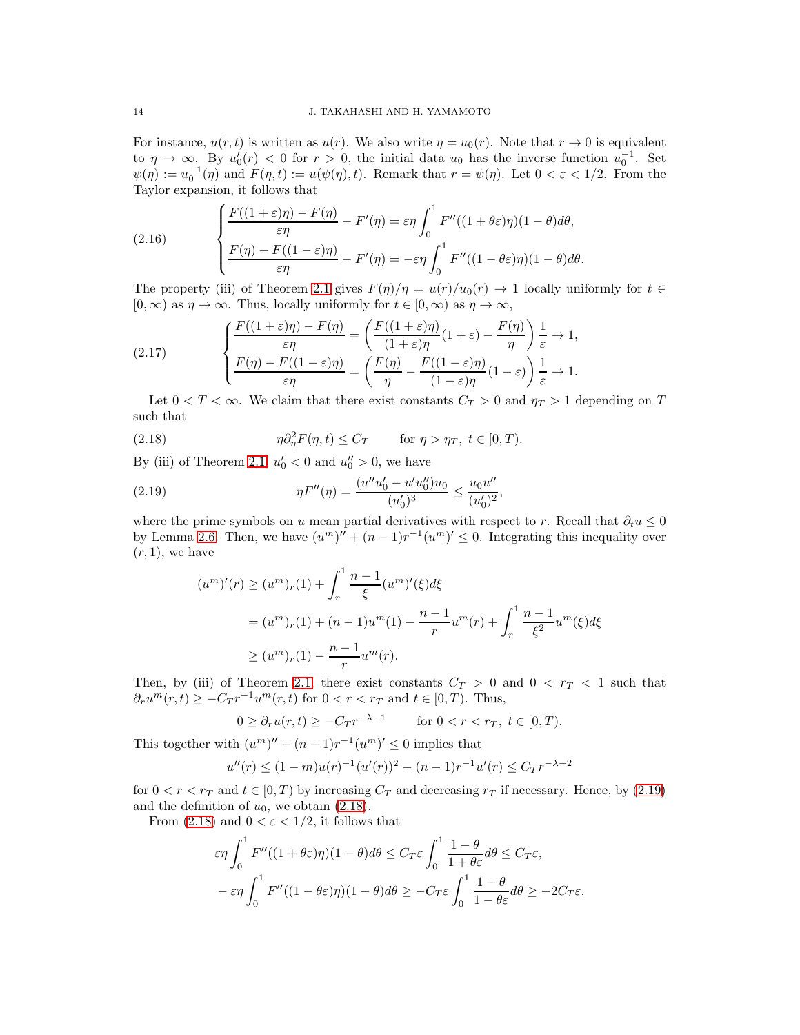For instance, $u(r,t)$ is written as $u(r)$. We also write $\eta = u_0(r)$. Note that $r \to 0$ is equivalent to $\eta \to \infty$. By $u_0'(r) < 0$ for $r > 0$, the initial data $u_0$ has the inverse function $u_0^{-1}$. Set $\psi(\eta) := u_0^{-1}(\eta)$ and $F(\eta, t) := u(\psi(\eta), t)$. Remark that $r = \psi(\eta)$. Let $0 < \varepsilon < 1/2$. From the Taylor expansion, it follows that

$$
\begin{cases}
\dfrac{F((1+\varepsilon)\eta) - F(\eta)}{\varepsilon\eta} - F'(\eta) = \varepsilon\eta \displaystyle\int_0^1 F''((1+\theta\varepsilon)\eta)(1-\theta)d\theta, \\
\dfrac{F(\eta) - F((1-\varepsilon)\eta)}{\varepsilon\eta} - F'(\eta) = -\varepsilon\eta \displaystyle\int_0^1 F''((1-\theta\varepsilon)\eta)(1-\theta)d\theta.
\end{cases}
\tag{2.16}
$$

The property (iii) of Theorem 2.1 gives $F(\eta)/\eta = u(r)/u_0(r) \to 1$ locally uniformly for $t \in [0,\infty)$ as $\eta \to \infty$. Thus, locally uniformly for $t \in [0,\infty)$ as $\eta \to \infty$,

$$
\begin{cases}
\dfrac{F((1+\varepsilon)\eta) - F(\eta)}{\varepsilon\eta} = \left( \dfrac{F((1+\varepsilon)\eta)}{(1+\varepsilon)\eta}(1+\varepsilon) - \dfrac{F(\eta)}{\eta} \right) \dfrac{1}{\varepsilon} \to 1, \\
\dfrac{F(\eta) - F((1-\varepsilon)\eta)}{\varepsilon\eta} = \left( \dfrac{F(\eta)}{\eta} - \dfrac{F((1-\varepsilon)\eta)}{(1-\varepsilon)\eta}(1-\varepsilon) \right) \dfrac{1}{\varepsilon} \to 1.
\end{cases}
\tag{2.17}
$$

Let $0 < T < \infty$. We claim that there exist constants $C_T > 0$ and $\eta_T > 1$ depending on $T$ such that

$$
\eta \partial_\eta^2 F(\eta, t) \le C_T \qquad \text{for } \eta > \eta_T,\ t \in [0,T). \tag{2.18}
$$

By (iii) of Theorem 2.1, $u_0' < 0$ and $u_0'' > 0$, we have

$$
\eta F''(\eta) = \frac{(u'' u_0' - u' u_0'') u_0}{(u_0')^3} \le \frac{u_0 u''}{(u_0')^2}, \tag{2.19}
$$

where the prime symbols on $u$ mean partial derivatives with respect to $r$. Recall that $\partial_t u \le 0$ by Lemma 2.6. Then, we have $(u^m)'' + (n-1)r^{-1}(u^m)' \le 0$. Integrating this inequality over $(r,1)$, we have

$$
\begin{aligned}
(u^m)'(r) &\ge (u^m)_r(1) + \int_r^1 \frac{n-1}{\xi}(u^m)'(\xi)d\xi \\
&= (u^m)_r(1) + (n-1)u^m(1) - \frac{n-1}{r}u^m(r) + \int_r^1 \frac{n-1}{\xi^2}u^m(\xi)d\xi \\
&\ge (u^m)_r(1) - \frac{n-1}{r}u^m(r).
\end{aligned}
$$

Then, by (iii) of Theorem 2.1, there exist constants $C_T > 0$ and $0 < r_T < 1$ such that $\partial_r u^m(r,t) \ge -C_T r^{-1} u^m(r,t)$ for $0 < r < r_T$ and $t \in [0,T)$. Thus,

$$
0 \ge \partial_r u(r,t) \ge -C_T r^{-\lambda-1} \qquad \text{for } 0 < r < r_T,\ t \in [0,T).
$$

This together with $(u^m)'' + (n-1)r^{-1}(u^m)' \le 0$ implies that

$$
u''(r) \le (1-m)u(r)^{-1}(u'(r))^2 - (n-1)r^{-1}u'(r) \le C_T r^{-\lambda-2}
$$

for $0 < r < r_T$ and $t \in [0,T)$ by increasing $C_T$ and decreasing $r_T$ if necessary. Hence, by (2.19) and the definition of $u_0$, we obtain (2.18).

From (2.18) and $0 < \varepsilon < 1/2$, it follows that

$$
\begin{aligned}
&\varepsilon\eta \int_0^1 F''((1+\theta\varepsilon)\eta)(1-\theta)d\theta \le C_T \varepsilon \int_0^1 \frac{1-\theta}{1+\theta\varepsilon}d\theta \le C_T\varepsilon, \\
&-\varepsilon\eta \int_0^1 F''((1-\theta\varepsilon)\eta)(1-\theta)d\theta \ge -C_T \varepsilon \int_0^1 \frac{1-\theta}{1-\theta\varepsilon}d\theta \ge -2C_T\varepsilon.
\end{aligned}
$$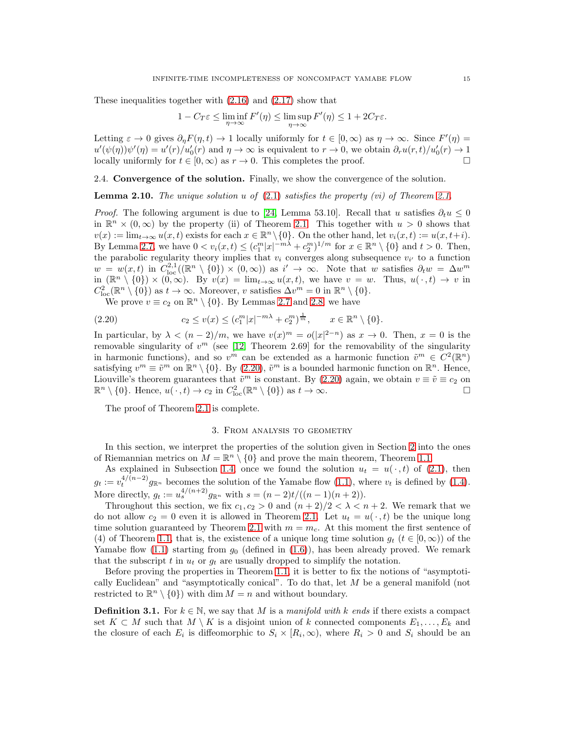These inequalities together with (2.16) and (2.17) show that

$$1 - C_T\varepsilon \le \liminf_{\eta\to\infty} F'(\eta) \le \limsup_{\eta\to\infty} F'(\eta) \le 1 + 2C_T\varepsilon.$$

Letting $\varepsilon \to 0$ gives $\partial_\eta F(\eta, t) \to 1$ locally uniformly for $t \in [0,\infty)$ as $\eta \to \infty$. Since $F'(\eta) = u'(\psi(\eta))\psi'(\eta) = u'(r)/u_0'(r)$ and $\eta \to \infty$ is equivalent to $r \to 0$, we obtain $\partial_r u(r,t)/u_0'(r) \to 1$ locally uniformly for $t \in [0,\infty)$ as $r \to 0$. This completes the proof. □

## 2.4. Convergence of the solution.

Finally, we show the convergence of the solution.

**Lemma 2.10.** *The unique solution $u$ of (2.1) satisfies the property (vi) of Theorem 2.1.*

*Proof.* The following argument is due to [24, Lemma 53.10]. Recall that $u$ satisfies $\partial_t u \le 0$ in $\mathbb{R}^n \times (0,\infty)$ by the property (ii) of Theorem 2.1. This together with $u > 0$ shows that $v(x) := \lim_{t\to\infty} u(x,t)$ exists for each $x \in \mathbb{R}^n\setminus\{0\}$. On the other hand, let $v_i(x,t) := u(x, t+i)$. By Lemma 2.7, we have $0 < v_i(x,t) \le (c_1^m|x|^{-m\lambda} + c_2^m)^{1/m}$ for $x \in \mathbb{R}^n \setminus \{0\}$ and $t > 0$. Then, the parabolic regularity theory implies that $v_i$ converges along subsequence $v_{i'}$ to a function $w = w(x,t)$ in $C^{2,1}_{\mathrm{loc}}((\mathbb{R}^n\setminus\{0\}) \times (0,\infty))$ as $i' \to \infty$. Note that $w$ satisfies $\partial_t w = \Delta w^m$ in $(\mathbb{R}^n \setminus \{0\}) \times (0,\infty)$. By $v(x) = \lim_{t\to\infty} u(x,t)$, we have $v = w$. Thus, $u(\,\cdot\,, t) \to v$ in $C^2_{\mathrm{loc}}(\mathbb{R}^n \setminus\{0\})$ as $t \to \infty$. Moreover, $v$ satisfies $\Delta v^m = 0$ in $\mathbb{R}^n \setminus \{0\}$.

We prove $v \equiv c_2$ on $\mathbb{R}^n\setminus\{0\}$. By Lemmas 2.7 and 2.8, we have

$$c_2 \le v(x) \le (c_1^m|x|^{-m\lambda} + c_2^m)^{\frac{1}{m}}, \qquad x \in \mathbb{R}^n\setminus\{0\}. \tag{2.20}$$

In particular, by $\lambda < (n-2)/m$, we have $v(x)^m = o(|x|^{2-n})$ as $x \to 0$. Then, $x = 0$ is the removable singularity of $v^m$ (see [12, Theorem 2.69] for the removability of the singularity in harmonic functions), and so $v^m$ can be extended as a harmonic function $\tilde v^m \in C^2(\mathbb{R}^n)$ satisfying $v^m \equiv \tilde v^m$ on $\mathbb{R}^n \setminus\{0\}$. By (2.20), $\tilde v^m$ is a bounded harmonic function on $\mathbb{R}^n$. Hence, Liouville's theorem guarantees that $\tilde v^m$ is constant. By (2.20) again, we obtain $v \equiv \tilde v \equiv c_2$ on $\mathbb{R}^n\setminus\{0\}$. Hence, $u(\,\cdot\,,t) \to c_2$ in $C^2_{\mathrm{loc}}(\mathbb{R}^n \setminus \{0\})$ as $t \to \infty$. □

The proof of Theorem 2.1 is complete.

# 3. From analysis to geometry

In this section, we interpret the properties of the solution given in Section 2 into the ones of Riemannian metrics on $M = \mathbb{R}^n \setminus\{0\}$ and prove the main theorem, Theorem 1.1.

As explained in Subsection 1.4, once we found the solution $u_t = u(\,\cdot\,,t)$ of (2.1), then $g_t := v_t^{4/(n-2)} g_{\mathbb{R}^n}$ becomes the solution of the Yamabe flow (1.1), where $v_t$ is defined by (1.4). More directly, $g_t := u_s^{4/(n+2)} g_{\mathbb{R}^n}$ with $s = (n-2)t/((n-1)(n+2))$.

Throughout this section, we fix $c_1, c_2 > 0$ and $(n+2)/2 < \lambda < n+2$. We remark that we do not allow $c_2 = 0$ even it is allowed in Theorem 2.1. Let $u_t = u(\,\cdot\,,t)$ be the unique long time solution guaranteed by Theorem 2.1 with $m = m_c$. At this moment the first sentence of (4) of Theorem 1.1, that is, the existence of a unique long time solution $g_t$ ($t \in [0,\infty)$) of the Yamabe flow (1.1) starting from $g_0$ (defined in (1.6)), has been already proved. We remark that the subscript $t$ in $u_t$ or $g_t$ are usually dropped to simplify the notation.

Before proving the properties in Theorem 1.1, it is better to fix the notions of "asymptotically Euclidean" and "asymptotically conical". To do that, let $M$ be a general manifold (not restricted to $\mathbb{R}^n \setminus\{0\}$) with $\dim M = n$ and without boundary.

**Definition 3.1.** For $k \in \mathbb{N}$, we say that $M$ is a *manifold with $k$ ends* if there exists a compact set $K \subset M$ such that $M \setminus K$ is a disjoint union of $k$ connected components $E_1, \ldots, E_k$ and the closure of each $E_i$ is diffeomorphic to $S_i \times [R_i, \infty)$, where $R_i > 0$ and $S_i$ should be an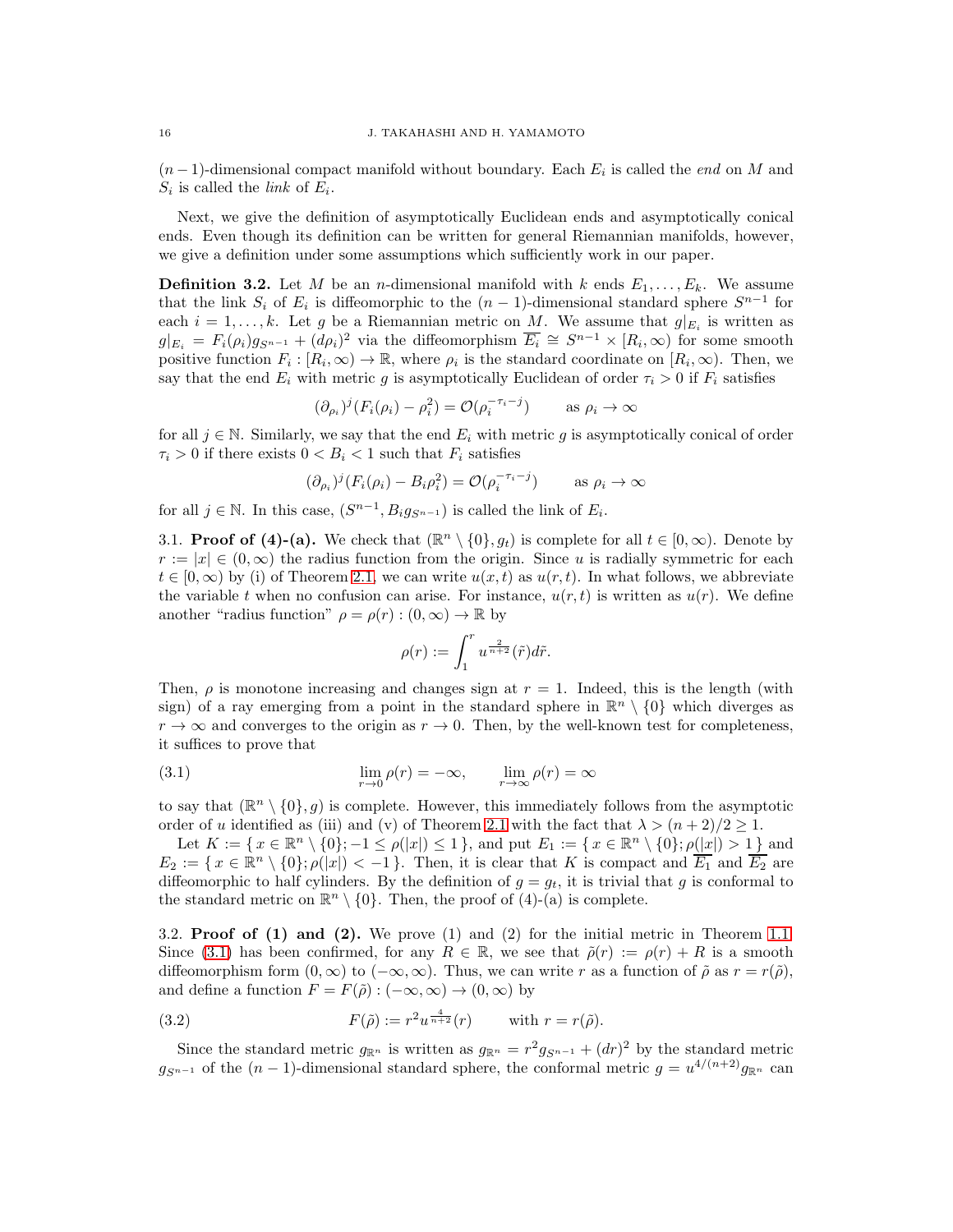$(n-1)$-dimensional compact manifold without boundary. Each $E_i$ is called the *end* on $M$ and $S_i$ is called the *link* of $E_i$.

Next, we give the definition of asymptotically Euclidean ends and asymptotically conical ends. Even though its definition can be written for general Riemannian manifolds, however, we give a definition under some assumptions which sufficiently work in our paper.

**Definition 3.2.** Let $M$ be an $n$-dimensional manifold with $k$ ends $E_1, \dots, E_k$. We assume that the link $S_i$ of $E_i$ is diffeomorphic to the $(n-1)$-dimensional standard sphere $S^{n-1}$ for each $i = 1, \dots, k$. Let $g$ be a Riemannian metric on $M$. We assume that $g|_{E_i}$ is written as $g|_{E_i} = F_i(\rho_i) g_{S^{n-1}} + (d\rho_i)^2$ via the diffeomorphism $\overline{E_i} \cong S^{n-1} \times [R_i, \infty)$ for some smooth positive function $F_i : [R_i, \infty) \to \mathbb{R}$, where $\rho_i$ is the standard coordinate on $[R_i, \infty)$. Then, we say that the end $E_i$ with metric $g$ is asymptotically Euclidean of order $\tau_i > 0$ if $F_i$ satisfies

$$(\partial_{\rho_i})^j (F_i(\rho_i) - \rho_i^2) = \mathcal{O}(\rho_i^{-\tau_i - j}) \qquad \text{as } \rho_i \to \infty$$

for all $j \in \mathbb{N}$. Similarly, we say that the end $E_i$ with metric $g$ is asymptotically conical of order $\tau_i > 0$ if there exists $0 < B_i < 1$ such that $F_i$ satisfies

$$(\partial_{\rho_i})^j (F_i(\rho_i) - B_i \rho_i^2) = \mathcal{O}(\rho_i^{-\tau_i - j}) \qquad \text{as } \rho_i \to \infty$$

for all $j \in \mathbb{N}$. In this case, $(S^{n-1}, B_i g_{S^{n-1}})$ is called the link of $E_i$.

3.1. **Proof of (4)-(a).** We check that $(\mathbb{R}^n \setminus \{0\}, g_t)$ is complete for all $t \in [0, \infty)$. Denote by $r := |x| \in (0, \infty)$ the radius function from the origin. Since $u$ is radially symmetric for each $t \in [0, \infty)$ by (i) of Theorem 2.1, we can write $u(x,t)$ as $u(r,t)$. In what follows, we abbreviate the variable $t$ when no confusion can arise. For instance, $u(r,t)$ is written as $u(r)$. We define another "radius function" $\rho = \rho(r) : (0, \infty) \to \mathbb{R}$ by

$$\rho(r) := \int_1^r u^{\frac{2}{n+2}}(\tilde{r}) d\tilde{r}.$$

Then, $\rho$ is monotone increasing and changes sign at $r = 1$. Indeed, this is the length (with sign) of a ray emerging from a point in the standard sphere in $\mathbb{R}^n \setminus \{0\}$ which diverges as $r \to \infty$ and converges to the origin as $r \to 0$. Then, by the well-known test for completeness, it suffices to prove that

$$\lim_{r \to 0} \rho(r) = -\infty, \qquad \lim_{r \to \infty} \rho(r) = \infty \tag{3.1}$$

to say that $(\mathbb{R}^n \setminus \{0\}, g)$ is complete. However, this immediately follows from the asymptotic order of $u$ identified as (iii) and (v) of Theorem 2.1 with the fact that $\lambda > (n+2)/2 \geq 1$.

Let $K := \{ x \in \mathbb{R}^n \setminus \{0\}; -1 \leq \rho(|x|) \leq 1 \}$, and put $E_1 := \{ x \in \mathbb{R}^n \setminus \{0\}; \rho(|x|) > 1 \}$ and $E_2 := \{ x \in \mathbb{R}^n \setminus \{0\}; \rho(|x|) < -1 \}$. Then, it is clear that $K$ is compact and $\overline{E_1}$ and $\overline{E_2}$ are diffeomorphic to half cylinders. By the definition of $g = g_t$, it is trivial that $g$ is conformal to the standard metric on $\mathbb{R}^n \setminus \{0\}$. Then, the proof of (4)-(a) is complete.

3.2. **Proof of (1) and (2).** We prove (1) and (2) for the initial metric in Theorem 1.1. Since (3.1) has been confirmed, for any $R \in \mathbb{R}$, we see that $\tilde{\rho}(r) := \rho(r) + R$ is a smooth diffeomorphism form $(0, \infty)$ to $(-\infty, \infty)$. Thus, we can write $r$ as a function of $\tilde{\rho}$ as $r = r(\tilde{\rho})$, and define a function $F = F(\tilde{\rho}) : (-\infty, \infty) \to (0, \infty)$ by

$$F(\tilde{\rho}) := r^2 u^{\frac{4}{n+2}}(r) \qquad \text{with } r = r(\tilde{\rho}). \tag{3.2}$$

Since the standard metric $g_{\mathbb{R}^n}$ is written as $g_{\mathbb{R}^n} = r^2 g_{S^{n-1}} + (dr)^2$ by the standard metric $g_{S^{n-1}}$ of the $(n-1)$-dimensional standard sphere, the conformal metric $g = u^{4/(n+2)} g_{\mathbb{R}^n}$ can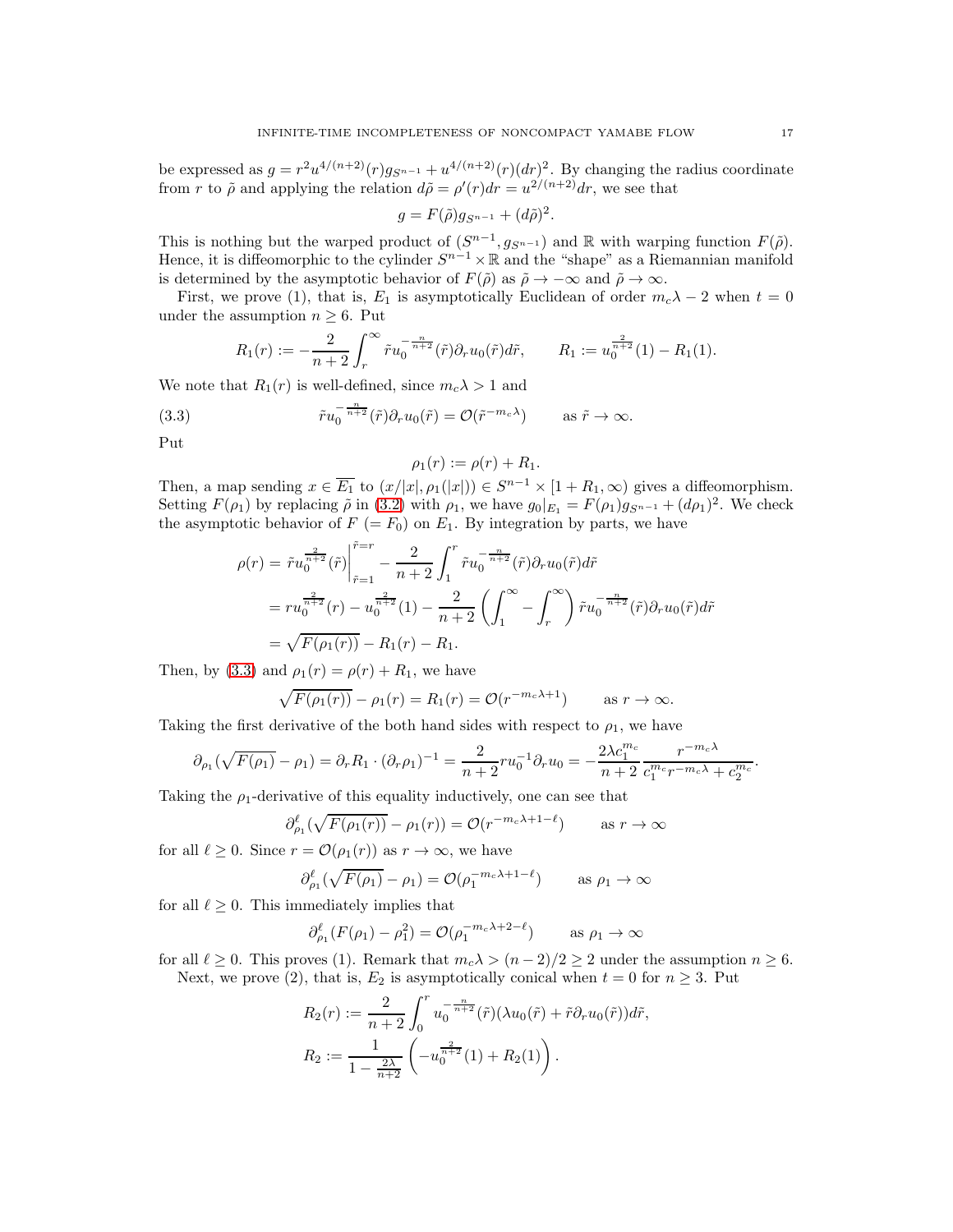be expressed as $g = r^2 u^{4/(n+2)}(r) g_{S^{n-1}} + u^{4/(n+2)}(r)(dr)^2$. By changing the radius coordinate from $r$ to $\tilde{\rho}$ and applying the relation $d\tilde{\rho} = \rho'(r)dr = u^{2/(n+2)}dr$, we see that

$$g = F(\tilde{\rho}) g_{S^{n-1}} + (d\tilde{\rho})^2.$$

This is nothing but the warped product of $(S^{n-1}, g_{S^{n-1}})$ and $\mathbb{R}$ with warping function $F(\tilde{\rho})$. Hence, it is diffeomorphic to the cylinder $S^{n-1} \times \mathbb{R}$ and the "shape" as a Riemannian manifold is determined by the asymptotic behavior of $F(\tilde{\rho})$ as $\tilde{\rho} \to -\infty$ and $\tilde{\rho} \to \infty$.

First, we prove (1), that is, $E_1$ is asymptotically Euclidean of order $m_c\lambda - 2$ when $t = 0$ under the assumption $n \geq 6$. Put

$$R_1(r) := -\frac{2}{n+2} \int_r^\infty \tilde{r} u_0^{-\frac{n}{n+2}}(\tilde{r}) \partial_r u_0(\tilde{r}) d\tilde{r}, \qquad R_1 := u_0^{\frac{2}{n+2}}(1) - R_1(1).$$

We note that $R_1(r)$ is well-defined, since $m_c\lambda > 1$ and

$$\tilde{r} u_0^{-\frac{n}{n+2}}(\tilde{r}) \partial_r u_0(\tilde{r}) = \mathcal{O}(\tilde{r}^{-m_c\lambda}) \qquad \text{as } \tilde{r} \to \infty. \tag{3.3}$$

Put

$$\rho_1(r) := \rho(r) + R_1.$$

Then, a map sending $x \in \overline{E_1}$ to $(x/|x|, \rho_1(|x|)) \in S^{n-1} \times [1 + R_1, \infty)$ gives a diffeomorphism. Setting $F(\rho_1)$ by replacing $\tilde{\rho}$ in (3.2) with $\rho_1$, we have $g_0|_{E_1} = F(\rho_1) g_{S^{n-1}} + (d\rho_1)^2$. We check the asymptotic behavior of $F$ $(= F_0)$ on $E_1$. By integration by parts, we have

$$\begin{aligned}
\rho(r) &= \tilde{r} u_0^{\frac{2}{n+2}}(\tilde{r}) \Big|_{\tilde{r}=1}^{\tilde{r}=r} - \frac{2}{n+2} \int_1^r \tilde{r} u_0^{-\frac{n}{n+2}}(\tilde{r}) \partial_r u_0(\tilde{r}) d\tilde{r} \\
&= r u_0^{\frac{2}{n+2}}(r) - u_0^{\frac{2}{n+2}}(1) - \frac{2}{n+2} \left( \int_1^\infty - \int_r^\infty \right) \tilde{r} u_0^{-\frac{n}{n+2}}(\tilde{r}) \partial_r u_0(\tilde{r}) d\tilde{r} \\
&= \sqrt{F(\rho_1(r))} - R_1(r) - R_1.
\end{aligned}$$

Then, by (3.3) and $\rho_1(r) = \rho(r) + R_1$, we have

$$\sqrt{F(\rho_1(r))} - \rho_1(r) = R_1(r) = \mathcal{O}(r^{-m_c\lambda+1}) \qquad \text{as } r \to \infty.$$

Taking the first derivative of the both hand sides with respect to $\rho_1$, we have

$$\partial_{\rho_1}(\sqrt{F(\rho_1)} - \rho_1) = \partial_r R_1 \cdot (\partial_r \rho_1)^{-1} = \frac{2}{n+2} r u_0^{-1} \partial_r u_0 = -\frac{2\lambda c_1^{m_c}}{n+2} \frac{r^{-m_c\lambda}}{c_1^{m_c} r^{-m_c\lambda} + c_2^{m_c}}.$$

Taking the $\rho_1$-derivative of this equality inductively, one can see that

$$\partial_{\rho_1}^\ell (\sqrt{F(\rho_1(r))} - \rho_1(r)) = \mathcal{O}(r^{-m_c\lambda+1-\ell}) \qquad \text{as } r \to \infty$$

for all $\ell \geq 0$. Since $r = \mathcal{O}(\rho_1(r))$ as $r \to \infty$, we have

$$\partial_{\rho_1}^\ell (\sqrt{F(\rho_1)} - \rho_1) = \mathcal{O}(\rho_1^{-m_c\lambda+1-\ell}) \qquad \text{as } \rho_1 \to \infty$$

for all $\ell \geq 0$. This immediately implies that

$$\partial_{\rho_1}^\ell (F(\rho_1) - \rho_1^2) = \mathcal{O}(\rho_1^{-m_c\lambda+2-\ell}) \qquad \text{as } \rho_1 \to \infty$$

for all $\ell \geq 0$. This proves (1). Remark that $m_c\lambda > (n-2)/2 \geq 2$ under the assumption $n \geq 6$.

Next, we prove (2), that is, $E_2$ is asymptotically conical when $t = 0$ for $n \geq 3$. Put

$$\begin{aligned}
R_2(r) &:= \frac{2}{n+2} \int_0^r u_0^{-\frac{n}{n+2}}(\tilde{r})(\lambda u_0(\tilde{r}) + \tilde{r} \partial_r u_0(\tilde{r})) d\tilde{r}, \\
R_2 &:= \frac{1}{1 - \frac{2\lambda}{n+2}} \left( -u_0^{\frac{2}{n+2}}(1) + R_2(1) \right).
\end{aligned}$$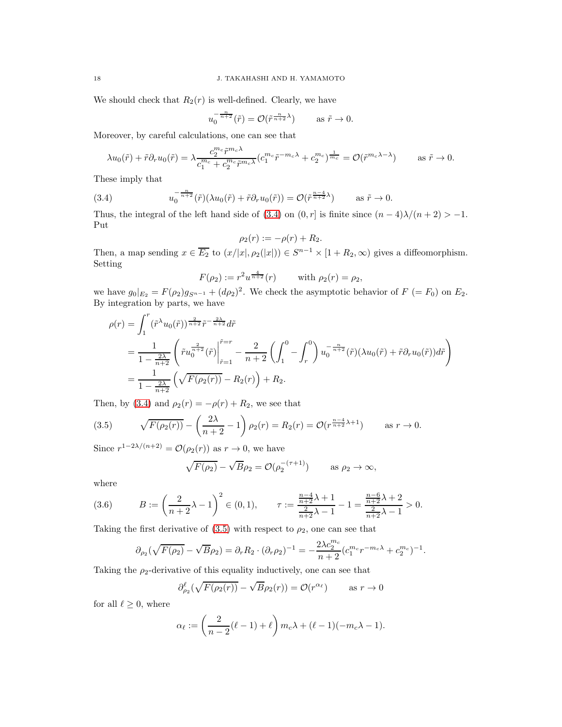We should check that $R_2(r)$ is well-defined. Clearly, we have

$$u_0^{-\frac{n}{n+2}}(\tilde{r}) = \mathcal{O}(\tilde{r}^{\frac{n}{n+2}\lambda}) \qquad \text{as } \tilde{r} \to 0.$$

Moreover, by careful calculations, one can see that

$$\lambda u_0(\tilde{r}) + \tilde{r}\partial_r u_0(\tilde{r}) = \lambda \frac{c_2^{m_c}\tilde{r}^{m_c\lambda}}{c_1^{m_c} + c_2^{m_c}\tilde{r}^{m_c\lambda}}(c_1^{m_c}\tilde{r}^{-m_c\lambda} + c_2^{m_c})^{\frac{1}{m_c}} = \mathcal{O}(\tilde{r}^{m_c\lambda - \lambda}) \qquad \text{as } \tilde{r} \to 0.$$

These imply that

$$u_0^{-\frac{n}{n+2}}(\tilde{r})(\lambda u_0(\tilde{r}) + \tilde{r}\partial_r u_0(\tilde{r})) = \mathcal{O}(\tilde{r}^{\frac{n-4}{n+2}\lambda}) \qquad \text{as } \tilde{r} \to 0. \tag{3.4}$$

Thus, the integral of the left hand side of (3.4) on $(0, r]$ is finite since $(n-4)\lambda/(n+2) > -1$. Put

$$\rho_2(r) := -\rho(r) + R_2.$$

Then, a map sending $x \in \overline{E_2}$ to $(x/|x|, \rho_2(|x|)) \in S^{n-1} \times [1 + R_2, \infty)$ gives a diffeomorphism. Setting

$$F(\rho_2) := r^2 u^{\frac{4}{n+2}}(r) \qquad \text{with } \rho_2(r) = \rho_2,$$

we have $g_0|_{E_2} = F(\rho_2)g_{S^{n-1}} + (d\rho_2)^2$. We check the asymptotic behavior of $F$ $(= F_0)$ on $E_2$. By integration by parts, we have

$$\begin{aligned}
\rho(r) &= \int_1^r (\tilde{r}^\lambda u_0(\tilde{r}))^{\frac{2}{n+2}}\tilde{r}^{-\frac{2\lambda}{n+2}}d\tilde{r} \\
&= \frac{1}{1 - \frac{2\lambda}{n+2}}\left(\tilde{r}u_0^{\frac{2}{n+2}}(\tilde{r})\Big|_{\tilde{r}=1}^{\tilde{r}=r} - \frac{2}{n+2}\left(\int_1^0 - \int_r^0\right) u_0^{-\frac{n}{n+2}}(\tilde{r})(\lambda u_0(\tilde{r}) + \tilde{r}\partial_r u_0(\tilde{r}))d\tilde{r}\right) \\
&= \frac{1}{1 - \frac{2\lambda}{n+2}}\left(\sqrt{F(\rho_2(r))} - R_2(r)\right) + R_2.
\end{aligned}$$

Then, by (3.4) and $\rho_2(r) = -\rho(r) + R_2$, we see that

$$\sqrt{F(\rho_2(r))} - \left(\frac{2\lambda}{n+2} - 1\right)\rho_2(r) = R_2(r) = \mathcal{O}(r^{\frac{n-4}{n+2}\lambda + 1}) \qquad \text{as } r \to 0. \tag{3.5}$$

Since $r^{1-2\lambda/(n+2)} = \mathcal{O}(\rho_2(r))$ as $r \to 0$, we have

$$\sqrt{F(\rho_2)} - \sqrt{B}\rho_2 = \mathcal{O}(\rho_2^{-(\tau+1)}) \qquad \text{as } \rho_2 \to \infty,$$

where

$$B := \left(\frac{2}{n+2}\lambda - 1\right)^2 \in (0, 1), \qquad \tau := \frac{\frac{n-4}{n+2}\lambda + 1}{\frac{2}{n+2}\lambda - 1} - 1 = \frac{\frac{n-6}{n+2}\lambda + 2}{\frac{2}{n+2}\lambda - 1} > 0. \tag{3.6}$$

Taking the first derivative of (3.5) with respect to $\rho_2$, one can see that

$$\partial_{\rho_2}(\sqrt{F(\rho_2)} - \sqrt{B}\rho_2) = \partial_r R_2 \cdot (\partial_r \rho_2)^{-1} = -\frac{2\lambda c_2^{m_c}}{n+2}(c_1^{m_c}r^{-m_c\lambda} + c_2^{m_c})^{-1}.$$

Taking the $\rho_2$-derivative of this equality inductively, one can see that

$$\partial_{\rho_2}^\ell(\sqrt{F(\rho_2(r))} - \sqrt{B}\rho_2(r)) = \mathcal{O}(r^{\alpha_\ell}) \qquad \text{as } r \to 0$$

for all $\ell \geq 0$, where

$$\alpha_\ell := \left(\frac{2}{n-2}(\ell - 1) + \ell\right)m_c\lambda + (\ell - 1)(-m_c\lambda - 1).$$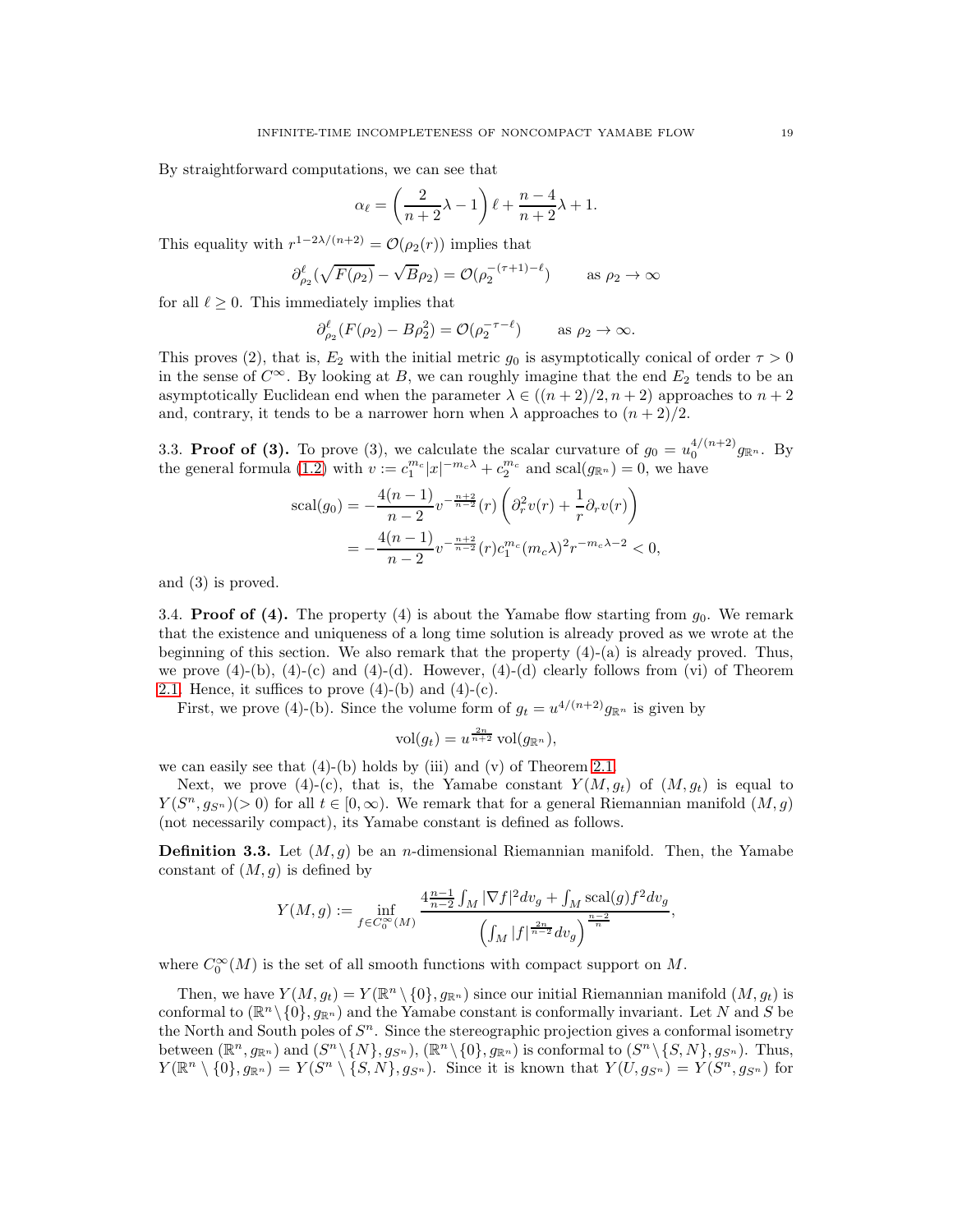By straightforward computations, we can see that

$$\alpha_\ell = \left(\frac{2}{n+2}\lambda - 1\right)\ell + \frac{n-4}{n+2}\lambda + 1.$$

This equality with $r^{1-2\lambda/(n+2)} = \mathcal{O}(\rho_2(r))$ implies that

$$\partial^\ell_{\rho_2}(\sqrt{F(\rho_2)} - \sqrt{B}\rho_2) = \mathcal{O}(\rho_2^{-(\tau+1)-\ell}) \qquad \text{as } \rho_2 \to \infty$$

for all $\ell \geq 0$. This immediately implies that

$$\partial^\ell_{\rho_2}(F(\rho_2) - B\rho_2^2) = \mathcal{O}(\rho_2^{-\tau-\ell}) \qquad \text{as } \rho_2 \to \infty.$$

This proves (2), that is, $E_2$ with the initial metric $g_0$ is asymptotically conical of order $\tau > 0$ in the sense of $C^\infty$. By looking at $B$, we can roughly imagine that the end $E_2$ tends to be an asymptotically Euclidean end when the parameter $\lambda \in ((n+2)/2, n+2)$ approaches to $n+2$ and, contrary, it tends to be a narrower horn when $\lambda$ approaches to $(n+2)/2$.

3.3. **Proof of (3).** To prove (3), we calculate the scalar curvature of $g_0 = u_0^{4/(n+2)} g_{\mathbb{R}^n}$. By the general formula (1.2) with $v := c_1^{m_c}|x|^{-m_c\lambda} + c_2^{m_c}$ and $\mathrm{scal}(g_{\mathbb{R}^n}) = 0$, we have

$$\begin{aligned}
\mathrm{scal}(g_0) &= -\frac{4(n-1)}{n-2} v^{-\frac{n+2}{n-2}}(r)\left(\partial_r^2 v(r) + \frac{1}{r}\partial_r v(r)\right) \\
&= -\frac{4(n-1)}{n-2} v^{-\frac{n+2}{n-2}}(r) c_1^{m_c}(m_c\lambda)^2 r^{-m_c\lambda-2} < 0,
\end{aligned}$$

and (3) is proved.

3.4. **Proof of (4).** The property (4) is about the Yamabe flow starting from $g_0$. We remark that the existence and uniqueness of a long time solution is already proved as we wrote at the beginning of this section. We also remark that the property (4)-(a) is already proved. Thus, we prove (4)-(b), (4)-(c) and (4)-(d). However, (4)-(d) clearly follows from (vi) of Theorem 2.1. Hence, it suffices to prove (4)-(b) and (4)-(c).

First, we prove (4)-(b). Since the volume form of $g_t = u^{4/(n+2)} g_{\mathbb{R}^n}$ is given by

$$\mathrm{vol}(g_t) = u^{\frac{2n}{n+2}} \mathrm{vol}(g_{\mathbb{R}^n}),$$

we can easily see that (4)-(b) holds by (iii) and (v) of Theorem 2.1.

Next, we prove (4)-(c), that is, the Yamabe constant $Y(M, g_t)$ of $(M, g_t)$ is equal to $Y(S^n, g_{S^n}) (> 0)$ for all $t \in [0, \infty)$. We remark that for a general Riemannian manifold $(M, g)$ (not necessarily compact), its Yamabe constant is defined as follows.

**Definition 3.3.** Let $(M, g)$ be an $n$-dimensional Riemannian manifold. Then, the Yamabe constant of $(M, g)$ is defined by

$$Y(M, g) := \inf_{f \in C_0^\infty(M)} \frac{4\frac{n-1}{n-2}\int_M |\nabla f|^2 dv_g + \int_M \mathrm{scal}(g) f^2 dv_g}{\left(\int_M |f|^{\frac{2n}{n-2}} dv_g\right)^{\frac{n-2}{n}}},$$

where $C_0^\infty(M)$ is the set of all smooth functions with compact support on $M$.

Then, we have $Y(M, g_t) = Y(\mathbb{R}^n \setminus \{0\}, g_{\mathbb{R}^n})$ since our initial Riemannian manifold $(M, g_t)$ is conformal to $(\mathbb{R}^n \setminus \{0\}, g_{\mathbb{R}^n})$ and the Yamabe constant is conformally invariant. Let $N$ and $S$ be the North and South poles of $S^n$. Since the stereographic projection gives a conformal isometry between $(\mathbb{R}^n, g_{\mathbb{R}^n})$ and $(S^n \setminus \{N\}, g_{S^n})$, $(\mathbb{R}^n \setminus \{0\}, g_{\mathbb{R}^n})$ is conformal to $(S^n \setminus \{S, N\}, g_{S^n})$. Thus, $Y(\mathbb{R}^n \setminus \{0\}, g_{\mathbb{R}^n}) = Y(S^n \setminus \{S, N\}, g_{S^n})$. Since it is known that $Y(U, g_{S^n}) = Y(S^n, g_{S^n})$ for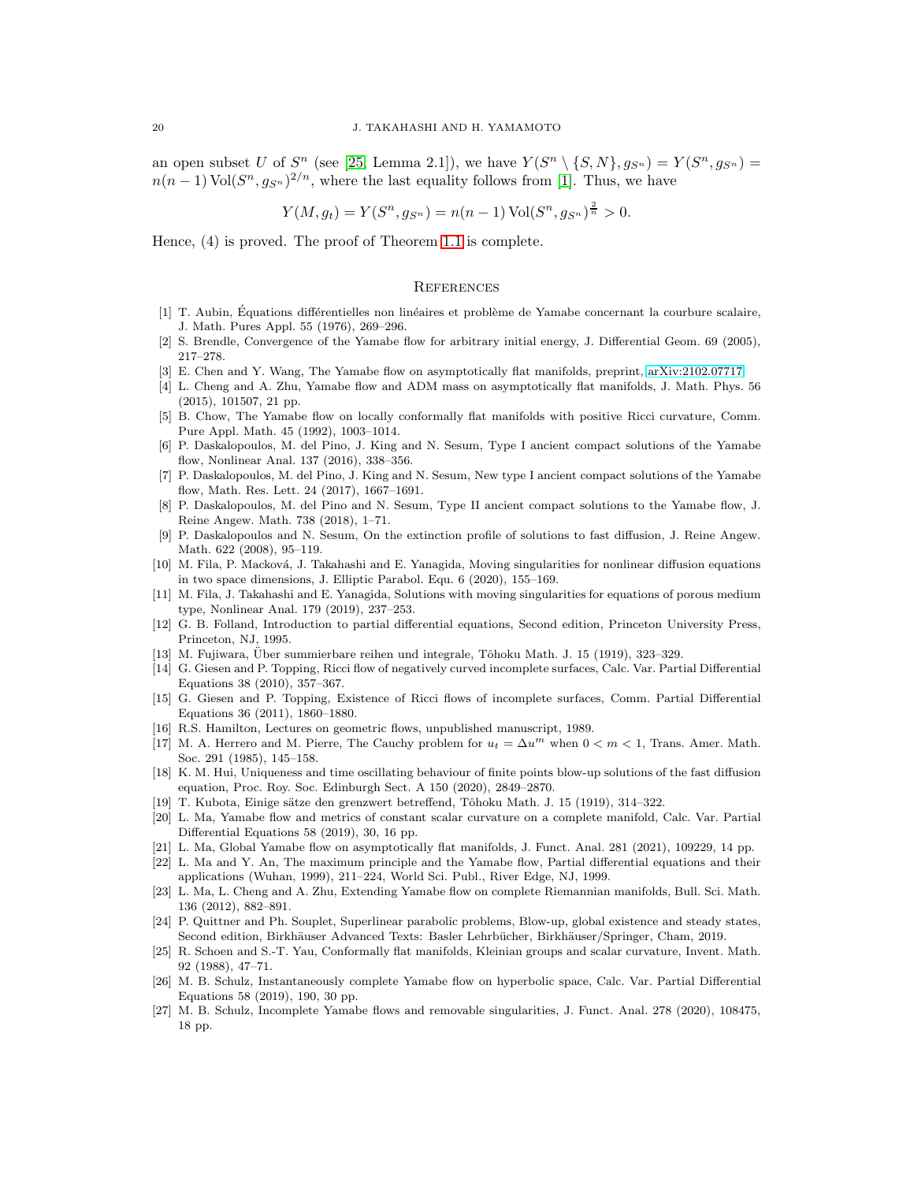an open subset $U$ of $S^n$ (see [25, Lemma 2.1]), we have $Y(S^n \setminus \{S, N\}, g_{S^n}) = Y(S^n, g_{S^n}) = n(n-1)\operatorname{Vol}(S^n, g_{S^n})^{2/n}$, where the last equality follows from [1]. Thus, we have

$$Y(M, g_t) = Y(S^n, g_{S^n}) = n(n-1)\operatorname{Vol}(S^n, g_{S^n})^{\frac{2}{n}} > 0.$$

Hence, (4) is proved. The proof of Theorem 1.1 is complete.

## References

[1] T. Aubin, Équations différentielles non linéaires et problème de Yamabe concernant la courbure scalaire, J. Math. Pures Appl. 55 (1976), 269–296.

[2] S. Brendle, Convergence of the Yamabe flow for arbitrary initial energy, J. Differential Geom. 69 (2005), 217–278.

[3] E. Chen and Y. Wang, The Yamabe flow on asymptotically flat manifolds, preprint, arXiv:2102.07717.

[4] L. Cheng and A. Zhu, Yamabe flow and ADM mass on asymptotically flat manifolds, J. Math. Phys. 56 (2015), 101507, 21 pp.

[5] B. Chow, The Yamabe flow on locally conformally flat manifolds with positive Ricci curvature, Comm. Pure Appl. Math. 45 (1992), 1003–1014.

[6] P. Daskalopoulos, M. del Pino, J. King and N. Sesum, Type I ancient compact solutions of the Yamabe flow, Nonlinear Anal. 137 (2016), 338–356.

[7] P. Daskalopoulos, M. del Pino, J. King and N. Sesum, New type I ancient compact solutions of the Yamabe flow, Math. Res. Lett. 24 (2017), 1667–1691.

[8] P. Daskalopoulos, M. del Pino and N. Sesum, Type II ancient compact solutions to the Yamabe flow, J. Reine Angew. Math. 738 (2018), 1–71.

[9] P. Daskalopoulos and N. Sesum, On the extinction profile of solutions to fast diffusion, J. Reine Angew. Math. 622 (2008), 95–119.

[10] M. Fila, P. Macková, J. Takahashi and E. Yanagida, Moving singularities for nonlinear diffusion equations in two space dimensions, J. Elliptic Parabol. Equ. 6 (2020), 155–169.

[11] M. Fila, J. Takahashi and E. Yanagida, Solutions with moving singularities for equations of porous medium type, Nonlinear Anal. 179 (2019), 237–253.

[12] G. B. Folland, Introduction to partial differential equations, Second edition, Princeton University Press, Princeton, NJ, 1995.

[13] M. Fujiwara, Über summierbare reihen und integrale, Tôhoku Math. J. 15 (1919), 323–329.

[14] G. Giesen and P. Topping, Ricci flow of negatively curved incomplete surfaces, Calc. Var. Partial Differential Equations 38 (2010), 357–367.

[15] G. Giesen and P. Topping, Existence of Ricci flows of incomplete surfaces, Comm. Partial Differential Equations 36 (2011), 1860–1880.

[16] R.S. Hamilton, Lectures on geometric flows, unpublished manuscript, 1989.

[17] M. A. Herrero and M. Pierre, The Cauchy problem for $u_t = \Delta u^m$ when $0 < m < 1$, Trans. Amer. Math. Soc. 291 (1985), 145–158.

[18] K. M. Hui, Uniqueness and time oscillating behaviour of finite points blow-up solutions of the fast diffusion equation, Proc. Roy. Soc. Edinburgh Sect. A 150 (2020), 2849–2870.

[19] T. Kubota, Einige sätze den grenzwert betreffend, Tôhoku Math. J. 15 (1919), 314–322.

[20] L. Ma, Yamabe flow and metrics of constant scalar curvature on a complete manifold, Calc. Var. Partial Differential Equations 58 (2019), 30, 16 pp.

[21] L. Ma, Global Yamabe flow on asymptotically flat manifolds, J. Funct. Anal. 281 (2021), 109229, 14 pp.

[22] L. Ma and Y. An, The maximum principle and the Yamabe flow, Partial differential equations and their applications (Wuhan, 1999), 211–224, World Sci. Publ., River Edge, NJ, 1999.

[23] L. Ma, L. Cheng and A. Zhu, Extending Yamabe flow on complete Riemannian manifolds, Bull. Sci. Math. 136 (2012), 882–891.

[24] P. Quittner and Ph. Souplet, Superlinear parabolic problems, Blow-up, global existence and steady states, Second edition, Birkhäuser Advanced Texts: Basler Lehrbücher, Birkhäuser/Springer, Cham, 2019.

[25] R. Schoen and S.-T. Yau, Conformally flat manifolds, Kleinian groups and scalar curvature, Invent. Math. 92 (1988), 47–71.

[26] M. B. Schulz, Instantaneously complete Yamabe flow on hyperbolic space, Calc. Var. Partial Differential Equations 58 (2019), 190, 30 pp.

[27] M. B. Schulz, Incomplete Yamabe flows and removable singularities, J. Funct. Anal. 278 (2020), 108475, 18 pp.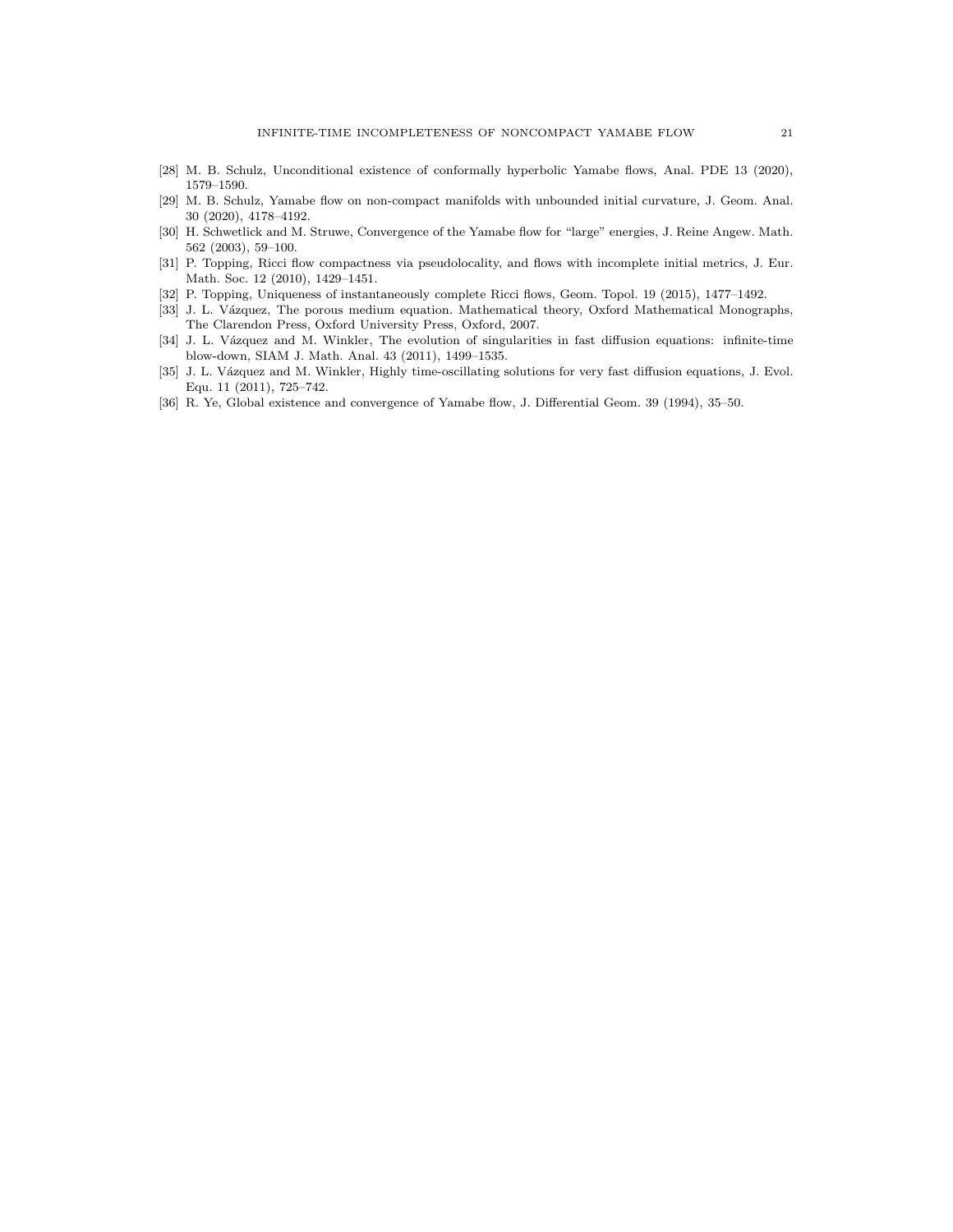[28] M. B. Schulz, Unconditional existence of conformally hyperbolic Yamabe flows, Anal. PDE 13 (2020), 1579–1590.

[29] M. B. Schulz, Yamabe flow on non-compact manifolds with unbounded initial curvature, J. Geom. Anal. 30 (2020), 4178–4192.

[30] H. Schwetlick and M. Struwe, Convergence of the Yamabe flow for "large" energies, J. Reine Angew. Math. 562 (2003), 59–100.

[31] P. Topping, Ricci flow compactness via pseudolocality, and flows with incomplete initial metrics, J. Eur. Math. Soc. 12 (2010), 1429–1451.

[32] P. Topping, Uniqueness of instantaneously complete Ricci flows, Geom. Topol. 19 (2015), 1477–1492.

[33] J. L. Vázquez, The porous medium equation. Mathematical theory, Oxford Mathematical Monographs, The Clarendon Press, Oxford University Press, Oxford, 2007.

[34] J. L. Vázquez and M. Winkler, The evolution of singularities in fast diffusion equations: infinite-time blow-down, SIAM J. Math. Anal. 43 (2011), 1499–1535.

[35] J. L. Vázquez and M. Winkler, Highly time-oscillating solutions for very fast diffusion equations, J. Evol. Equ. 11 (2011), 725–742.

[36] R. Ye, Global existence and convergence of Yamabe flow, J. Differential Geom. 39 (1994), 35–50.